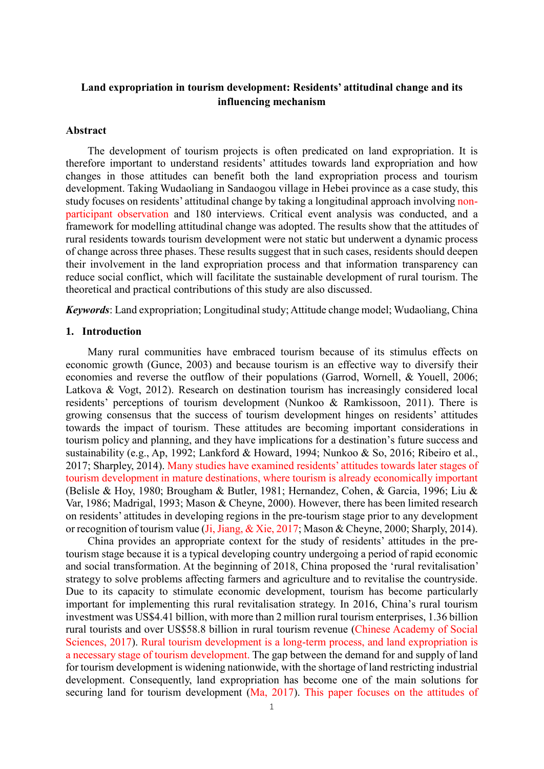# Land expropriation in tourism development: Residents' attitudinal change and its influencing mechanism

## Abstract

The development of tourism projects is often predicated on land expropriation. It is therefore important to understand residents' attitudes towards land expropriation and how changes in those attitudes can benefit both the land expropriation process and tourism development. Taking Wudaoliang in Sandaogou village in Hebei province as a case study, this study focuses on residents' attitudinal change by taking a longitudinal approach involving non-participant observation and 180 interviews. Critical event analysis was conducted, and a framework for modelling attitudinal change was adopted. The results show that the attitudes of rural residents towards tourism development were not static but underwent a dynamic process of change across three phases. These results suggest that in such cases, residents should deepen their involvement in the land expropriation process and that information transparency can reduce social conflict, which will facilitate the sustainable development of rural tourism. The theoretical and practical contributions of this study are also discussed.

***Keywords***: Land expropriation; Longitudinal study; Attitude change model; Wudaoliang, China

## 1. Introduction

Many rural communities have embraced tourism because of its stimulus effects on economic growth (Gunce, 2003) and because tourism is an effective way to diversify their economies and reverse the outflow of their populations (Garrod, Wornell, & Youell, 2006; Latkova & Vogt, 2012). Research on destination tourism has increasingly considered local residents' perceptions of tourism development (Nunkoo & Ramkissoon, 2011). There is growing consensus that the success of tourism development hinges on residents' attitudes towards the impact of tourism. These attitudes are becoming important considerations in tourism policy and planning, and they have implications for a destination's future success and sustainability (e.g., Ap, 1992; Lankford & Howard, 1994; Nunkoo & So, 2016; Ribeiro et al., 2017; Sharpley, 2014). Many studies have examined residents' attitudes towards later stages of tourism development in mature destinations, where tourism is already economically important (Belisle & Hoy, 1980; Brougham & Butler, 1981; Hernandez, Cohen, & Garcia, 1996; Liu & Var, 1986; Madrigal, 1993; Mason & Cheyne, 2000). However, there has been limited research on residents' attitudes in developing regions in the pre-tourism stage prior to any development or recognition of tourism value (Ji, Jiang, & Xie, 2017; Mason & Cheyne, 2000; Sharply, 2014).

China provides an appropriate context for the study of residents' attitudes in the pre-tourism stage because it is a typical developing country undergoing a period of rapid economic and social transformation. At the beginning of 2018, China proposed the 'rural revitalisation' strategy to solve problems affecting farmers and agriculture and to revitalise the countryside. Due to its capacity to stimulate economic development, tourism has become particularly important for implementing this rural revitalisation strategy. In 2016, China's rural tourism investment was US$4.41 billion, with more than 2 million rural tourism enterprises, 1.36 billion rural tourists and over US$58.8 billion in rural tourism revenue (Chinese Academy of Social Sciences, 2017). Rural tourism development is a long-term process, and land expropriation is a necessary stage of tourism development. The gap between the demand for and supply of land for tourism development is widening nationwide, with the shortage of land restricting industrial development. Consequently, land expropriation has become one of the main solutions for securing land for tourism development (Ma, 2017). This paper focuses on the attitudes of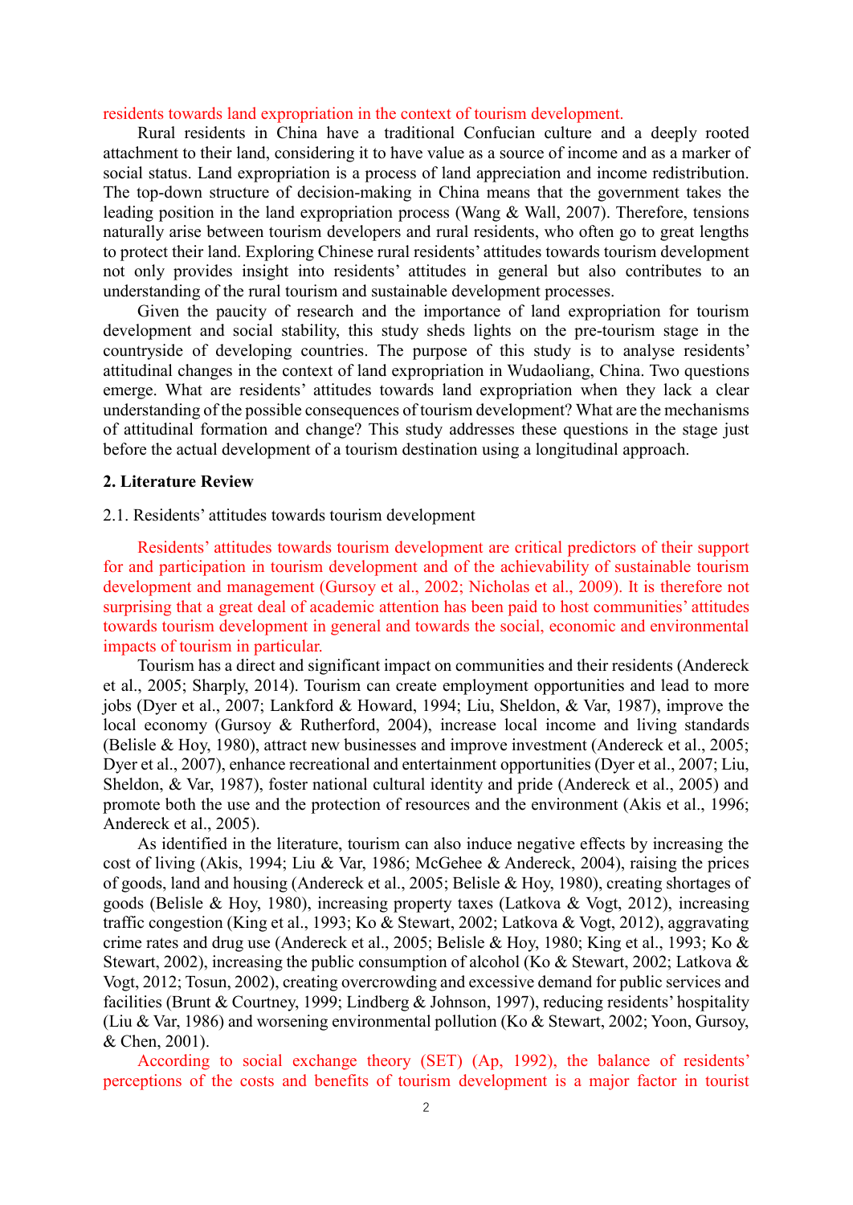residents towards land expropriation in the context of tourism development.

Rural residents in China have a traditional Confucian culture and a deeply rooted attachment to their land, considering it to have value as a source of income and as a marker of social status. Land expropriation is a process of land appreciation and income redistribution. The top-down structure of decision-making in China means that the government takes the leading position in the land expropriation process (Wang & Wall, 2007). Therefore, tensions naturally arise between tourism developers and rural residents, who often go to great lengths to protect their land. Exploring Chinese rural residents' attitudes towards tourism development not only provides insight into residents' attitudes in general but also contributes to an understanding of the rural tourism and sustainable development processes.

Given the paucity of research and the importance of land expropriation for tourism development and social stability, this study sheds lights on the pre-tourism stage in the countryside of developing countries. The purpose of this study is to analyse residents' attitudinal changes in the context of land expropriation in Wudaoliang, China. Two questions emerge. What are residents' attitudes towards land expropriation when they lack a clear understanding of the possible consequences of tourism development? What are the mechanisms of attitudinal formation and change? This study addresses these questions in the stage just before the actual development of a tourism destination using a longitudinal approach.

## 2. Literature Review

### 2.1. Residents' attitudes towards tourism development

Residents' attitudes towards tourism development are critical predictors of their support for and participation in tourism development and of the achievability of sustainable tourism development and management (Gursoy et al., 2002; Nicholas et al., 2009). It is therefore not surprising that a great deal of academic attention has been paid to host communities' attitudes towards tourism development in general and towards the social, economic and environmental impacts of tourism in particular.

Tourism has a direct and significant impact on communities and their residents (Andereck et al., 2005; Sharply, 2014). Tourism can create employment opportunities and lead to more jobs (Dyer et al., 2007; Lankford & Howard, 1994; Liu, Sheldon, & Var, 1987), improve the local economy (Gursoy & Rutherford, 2004), increase local income and living standards (Belisle & Hoy, 1980), attract new businesses and improve investment (Andereck et al., 2005; Dyer et al., 2007), enhance recreational and entertainment opportunities (Dyer et al., 2007; Liu, Sheldon, & Var, 1987), foster national cultural identity and pride (Andereck et al., 2005) and promote both the use and the protection of resources and the environment (Akis et al., 1996; Andereck et al., 2005).

As identified in the literature, tourism can also induce negative effects by increasing the cost of living (Akis, 1994; Liu & Var, 1986; McGehee & Andereck, 2004), raising the prices of goods, land and housing (Andereck et al., 2005; Belisle & Hoy, 1980), creating shortages of goods (Belisle & Hoy, 1980), increasing property taxes (Latkova & Vogt, 2012), increasing traffic congestion (King et al., 1993; Ko & Stewart, 2002; Latkova & Vogt, 2012), aggravating crime rates and drug use (Andereck et al., 2005; Belisle & Hoy, 1980; King et al., 1993; Ko & Stewart, 2002), increasing the public consumption of alcohol (Ko & Stewart, 2002; Latkova & Vogt, 2012; Tosun, 2002), creating overcrowding and excessive demand for public services and facilities (Brunt & Courtney, 1999; Lindberg & Johnson, 1997), reducing residents' hospitality (Liu & Var, 1986) and worsening environmental pollution (Ko & Stewart, 2002; Yoon, Gursoy, & Chen, 2001).

According to social exchange theory (SET) (Ap, 1992), the balance of residents' perceptions of the costs and benefits of tourism development is a major factor in tourist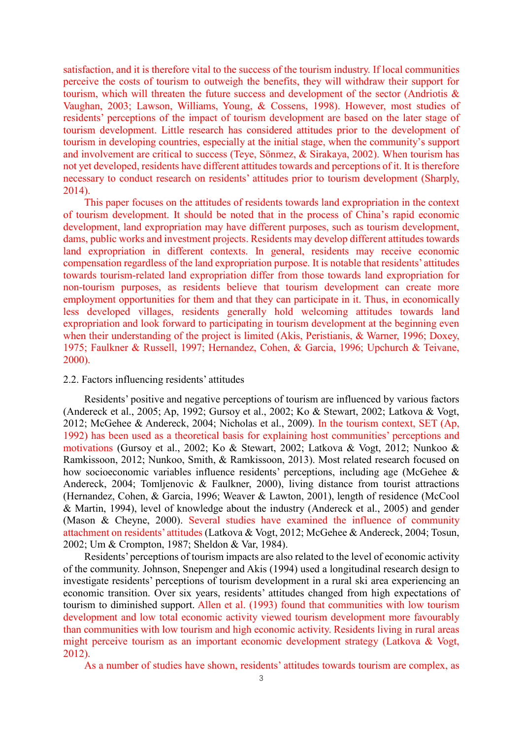satisfaction, and it is therefore vital to the success of the tourism industry. If local communities perceive the costs of tourism to outweigh the benefits, they will withdraw their support for tourism, which will threaten the future success and development of the sector (Andriotis & Vaughan, 2003; Lawson, Williams, Young, & Cossens, 1998). However, most studies of residents' perceptions of the impact of tourism development are based on the later stage of tourism development. Little research has considered attitudes prior to the development of tourism in developing countries, especially at the initial stage, when the community's support and involvement are critical to success (Teye, Sönmez, & Sirakaya, 2002). When tourism has not yet developed, residents have different attitudes towards and perceptions of it. It is therefore necessary to conduct research on residents' attitudes prior to tourism development (Sharply, 2014).

This paper focuses on the attitudes of residents towards land expropriation in the context of tourism development. It should be noted that in the process of China's rapid economic development, land expropriation may have different purposes, such as tourism development, dams, public works and investment projects. Residents may develop different attitudes towards land expropriation in different contexts. In general, residents may receive economic compensation regardless of the land expropriation purpose. It is notable that residents' attitudes towards tourism-related land expropriation differ from those towards land expropriation for non-tourism purposes, as residents believe that tourism development can create more employment opportunities for them and that they can participate in it. Thus, in economically less developed villages, residents generally hold welcoming attitudes towards land expropriation and look forward to participating in tourism development at the beginning even when their understanding of the project is limited (Akis, Peristianis, & Warner, 1996; Doxey, 1975; Faulkner & Russell, 1997; Hernandez, Cohen, & Garcia, 1996; Upchurch & Teivane, 2000).

### 2.2. Factors influencing residents' attitudes

Residents' positive and negative perceptions of tourism are influenced by various factors (Andereck et al., 2005; Ap, 1992; Gursoy et al., 2002; Ko & Stewart, 2002; Latkova & Vogt, 2012; McGehee & Andereck, 2004; Nicholas et al., 2009). In the tourism context, SET (Ap, 1992) has been used as a theoretical basis for explaining host communities' perceptions and motivations (Gursoy et al., 2002; Ko & Stewart, 2002; Latkova & Vogt, 2012; Nunkoo & Ramkissoon, 2012; Nunkoo, Smith, & Ramkissoon, 2013). Most related research focused on how socioeconomic variables influence residents' perceptions, including age (McGehee & Andereck, 2004; Tomljenovic & Faulkner, 2000), living distance from tourist attractions (Hernandez, Cohen, & Garcia, 1996; Weaver & Lawton, 2001), length of residence (McCool & Martin, 1994), level of knowledge about the industry (Andereck et al., 2005) and gender (Mason & Cheyne, 2000). Several studies have examined the influence of community attachment on residents' attitudes (Latkova & Vogt, 2012; McGehee & Andereck, 2004; Tosun, 2002; Um & Crompton, 1987; Sheldon & Var, 1984).

Residents' perceptions of tourism impacts are also related to the level of economic activity of the community. Johnson, Snepenger and Akis (1994) used a longitudinal research design to investigate residents' perceptions of tourism development in a rural ski area experiencing an economic transition. Over six years, residents' attitudes changed from high expectations of tourism to diminished support. Allen et al. (1993) found that communities with low tourism development and low total economic activity viewed tourism development more favourably than communities with low tourism and high economic activity. Residents living in rural areas might perceive tourism as an important economic development strategy (Latkova & Vogt, 2012).

As a number of studies have shown, residents' attitudes towards tourism are complex, as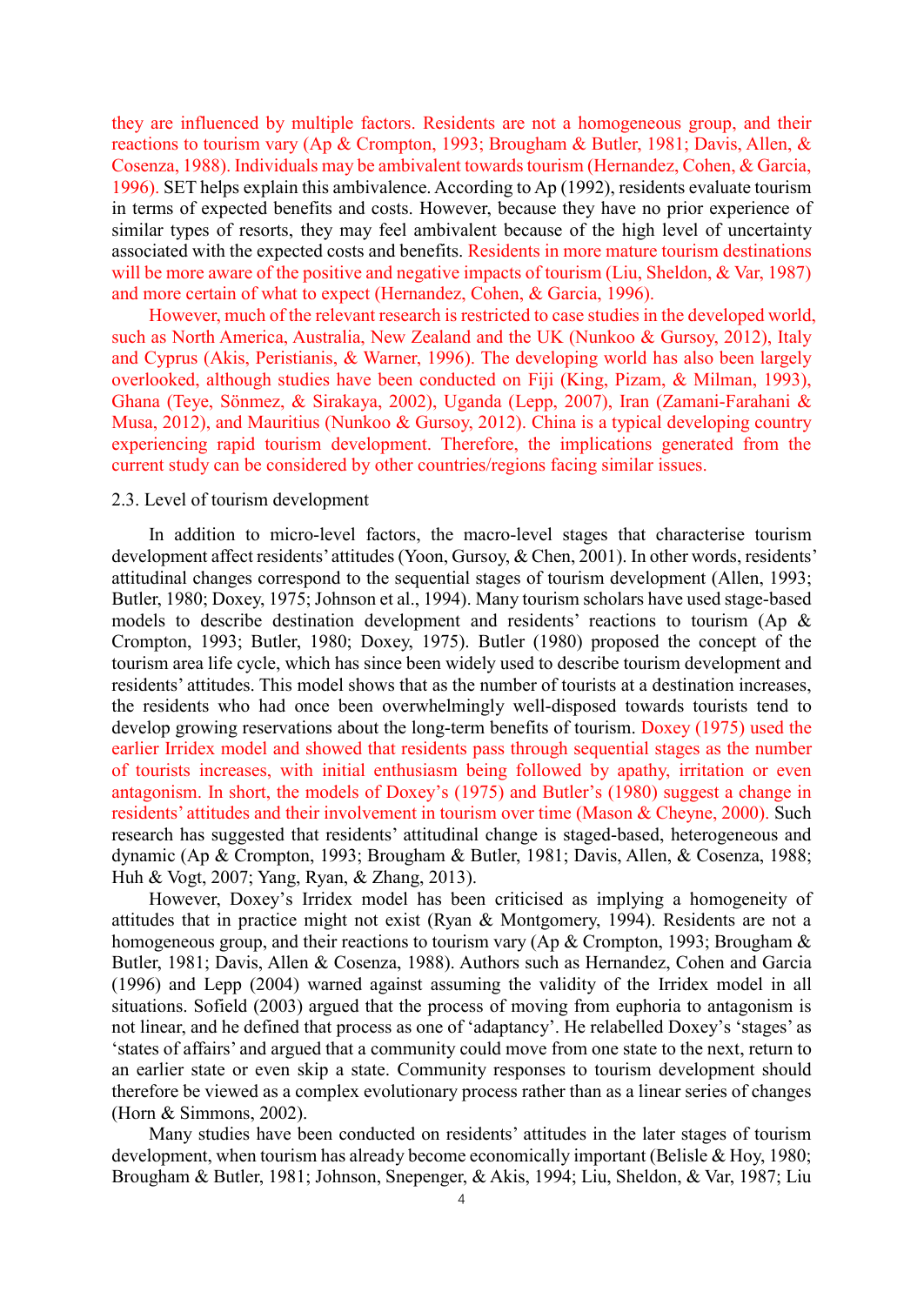they are influenced by multiple factors. Residents are not a homogeneous group, and their reactions to tourism vary (Ap & Crompton, 1993; Brougham & Butler, 1981; Davis, Allen, & Cosenza, 1988). Individuals may be ambivalent towards tourism (Hernandez, Cohen, & Garcia, 1996). SET helps explain this ambivalence. According to Ap (1992), residents evaluate tourism in terms of expected benefits and costs. However, because they have no prior experience of similar types of resorts, they may feel ambivalent because of the high level of uncertainty associated with the expected costs and benefits. Residents in more mature tourism destinations will be more aware of the positive and negative impacts of tourism (Liu, Sheldon, & Var, 1987) and more certain of what to expect (Hernandez, Cohen, & Garcia, 1996).

However, much of the relevant research is restricted to case studies in the developed world, such as North America, Australia, New Zealand and the UK (Nunkoo & Gursoy, 2012), Italy and Cyprus (Akis, Peristianis, & Warner, 1996). The developing world has also been largely overlooked, although studies have been conducted on Fiji (King, Pizam, & Milman, 1993), Ghana (Teye, Sönmez, & Sirakaya, 2002), Uganda (Lepp, 2007), Iran (Zamani-Farahani & Musa, 2012), and Mauritius (Nunkoo & Gursoy, 2012). China is a typical developing country experiencing rapid tourism development. Therefore, the implications generated from the current study can be considered by other countries/regions facing similar issues.

### 2.3. Level of tourism development

In addition to micro-level factors, the macro-level stages that characterise tourism development affect residents' attitudes (Yoon, Gursoy, & Chen, 2001). In other words, residents' attitudinal changes correspond to the sequential stages of tourism development (Allen, 1993; Butler, 1980; Doxey, 1975; Johnson et al., 1994). Many tourism scholars have used stage-based models to describe destination development and residents' reactions to tourism (Ap & Crompton, 1993; Butler, 1980; Doxey, 1975). Butler (1980) proposed the concept of the tourism area life cycle, which has since been widely used to describe tourism development and residents' attitudes. This model shows that as the number of tourists at a destination increases, the residents who had once been overwhelmingly well-disposed towards tourists tend to develop growing reservations about the long-term benefits of tourism. Doxey (1975) used the earlier Irridex model and showed that residents pass through sequential stages as the number of tourists increases, with initial enthusiasm being followed by apathy, irritation or even antagonism. In short, the models of Doxey's (1975) and Butler's (1980) suggest a change in residents' attitudes and their involvement in tourism over time (Mason & Cheyne, 2000). Such research has suggested that residents' attitudinal change is staged-based, heterogeneous and dynamic (Ap & Crompton, 1993; Brougham & Butler, 1981; Davis, Allen, & Cosenza, 1988; Huh & Vogt, 2007; Yang, Ryan, & Zhang, 2013).

However, Doxey's Irridex model has been criticised as implying a homogeneity of attitudes that in practice might not exist (Ryan & Montgomery, 1994). Residents are not a homogeneous group, and their reactions to tourism vary (Ap & Crompton, 1993; Brougham & Butler, 1981; Davis, Allen & Cosenza, 1988). Authors such as Hernandez, Cohen and Garcia (1996) and Lepp (2004) warned against assuming the validity of the Irridex model in all situations. Sofield (2003) argued that the process of moving from euphoria to antagonism is not linear, and he defined that process as one of 'adaptancy'. He relabelled Doxey's 'stages' as 'states of affairs' and argued that a community could move from one state to the next, return to an earlier state or even skip a state. Community responses to tourism development should therefore be viewed as a complex evolutionary process rather than as a linear series of changes (Horn & Simmons, 2002).

Many studies have been conducted on residents' attitudes in the later stages of tourism development, when tourism has already become economically important (Belisle & Hoy, 1980; Brougham & Butler, 1981; Johnson, Snepenger, & Akis, 1994; Liu, Sheldon, & Var, 1987; Liu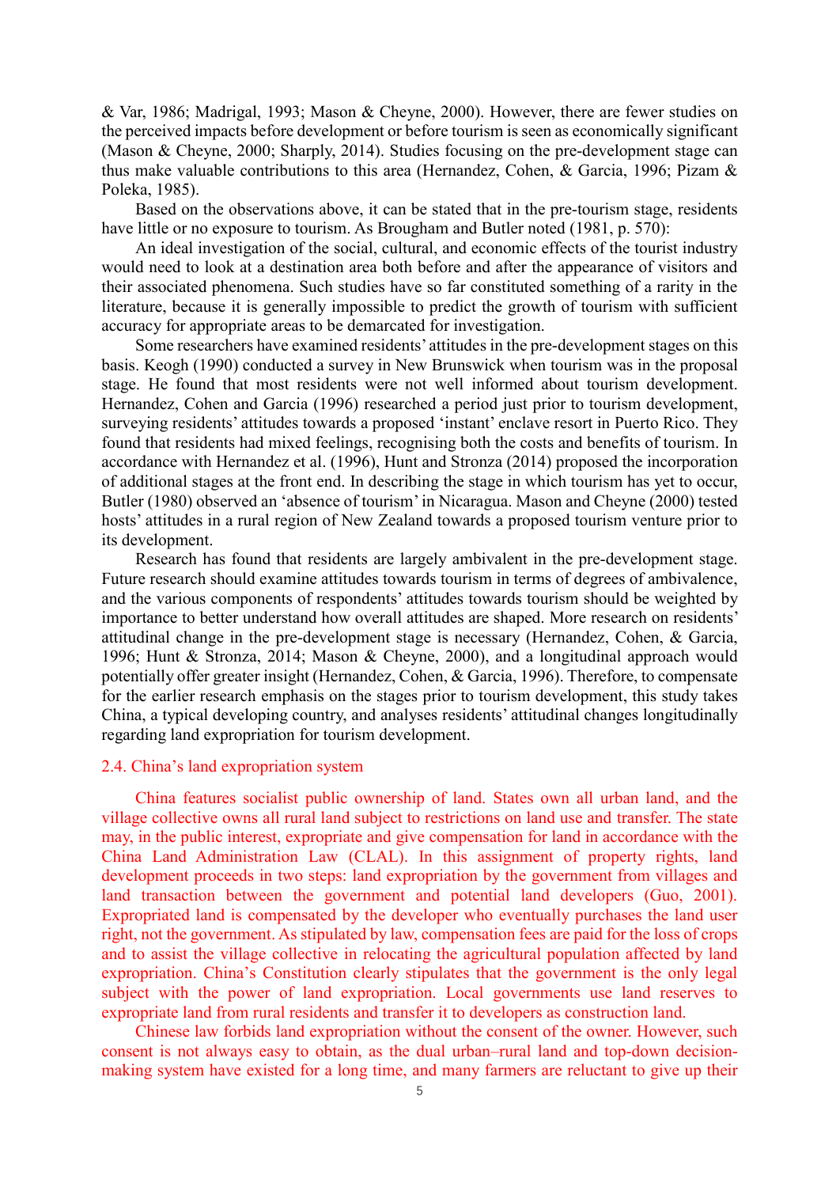& Var, 1986; Madrigal, 1993; Mason & Cheyne, 2000). However, there are fewer studies on the perceived impacts before development or before tourism is seen as economically significant (Mason & Cheyne, 2000; Sharply, 2014). Studies focusing on the pre-development stage can thus make valuable contributions to this area (Hernandez, Cohen, & Garcia, 1996; Pizam & Poleka, 1985).

Based on the observations above, it can be stated that in the pre-tourism stage, residents have little or no exposure to tourism. As Brougham and Butler noted (1981, p. 570):

> An ideal investigation of the social, cultural, and economic effects of the tourist industry would need to look at a destination area both before and after the appearance of visitors and their associated phenomena. Such studies have so far constituted something of a rarity in the literature, because it is generally impossible to predict the growth of tourism with sufficient accuracy for appropriate areas to be demarcated for investigation.

Some researchers have examined residents' attitudes in the pre-development stages on this basis. Keogh (1990) conducted a survey in New Brunswick when tourism was in the proposal stage. He found that most residents were not well informed about tourism development. Hernandez, Cohen and Garcia (1996) researched a period just prior to tourism development, surveying residents' attitudes towards a proposed 'instant' enclave resort in Puerto Rico. They found that residents had mixed feelings, recognising both the costs and benefits of tourism. In accordance with Hernandez et al. (1996), Hunt and Stronza (2014) proposed the incorporation of additional stages at the front end. In describing the stage in which tourism has yet to occur, Butler (1980) observed an 'absence of tourism' in Nicaragua. Mason and Cheyne (2000) tested hosts' attitudes in a rural region of New Zealand towards a proposed tourism venture prior to its development.

Research has found that residents are largely ambivalent in the pre-development stage. Future research should examine attitudes towards tourism in terms of degrees of ambivalence, and the various components of respondents' attitudes towards tourism should be weighted by importance to better understand how overall attitudes are shaped. More research on residents' attitudinal change in the pre-development stage is necessary (Hernandez, Cohen, & Garcia, 1996; Hunt & Stronza, 2014; Mason & Cheyne, 2000), and a longitudinal approach would potentially offer greater insight (Hernandez, Cohen, & Garcia, 1996). Therefore, to compensate for the earlier research emphasis on the stages prior to tourism development, this study takes China, a typical developing country, and analyses residents' attitudinal changes longitudinally regarding land expropriation for tourism development.

### 2.4. China's land expropriation system

China features socialist public ownership of land. States own all urban land, and the village collective owns all rural land subject to restrictions on land use and transfer. The state may, in the public interest, expropriate and give compensation for land in accordance with the China Land Administration Law (CLAL). In this assignment of property rights, land development proceeds in two steps: land expropriation by the government from villages and land transaction between the government and potential land developers (Guo, 2001). Expropriated land is compensated by the developer who eventually purchases the land user right, not the government. As stipulated by law, compensation fees are paid for the loss of crops and to assist the village collective in relocating the agricultural population affected by land expropriation. China's Constitution clearly stipulates that the government is the only legal subject with the power of land expropriation. Local governments use land reserves to expropriate land from rural residents and transfer it to developers as construction land.

Chinese law forbids land expropriation without the consent of the owner. However, such consent is not always easy to obtain, as the dual urban–rural land and top-down decision-making system have existed for a long time, and many farmers are reluctant to give up their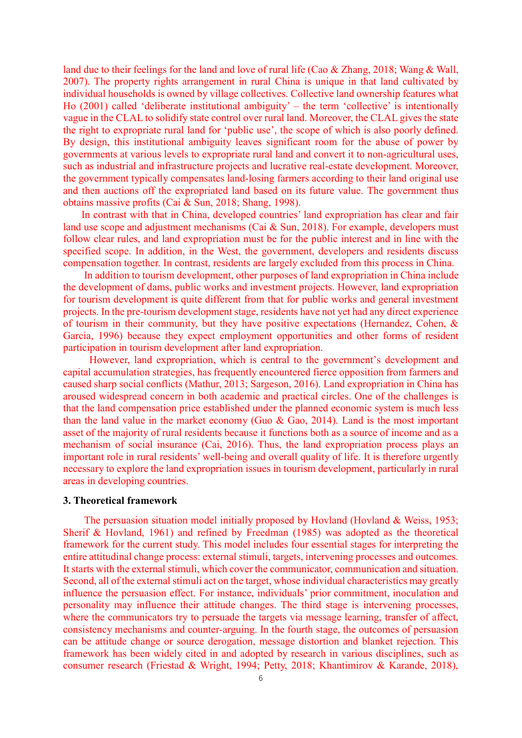land due to their feelings for the land and love of rural life (Cao & Zhang, 2018; Wang & Wall, 2007). The property rights arrangement in rural China is unique in that land cultivated by individual households is owned by village collectives. Collective land ownership features what Ho (2001) called 'deliberate institutional ambiguity' – the term 'collective' is intentionally vague in the CLAL to solidify state control over rural land. Moreover, the CLAL gives the state the right to expropriate rural land for 'public use', the scope of which is also poorly defined. By design, this institutional ambiguity leaves significant room for the abuse of power by governments at various levels to expropriate rural land and convert it to non-agricultural uses, such as industrial and infrastructure projects and lucrative real-estate development. Moreover, the government typically compensates land-losing farmers according to their land original use and then auctions off the expropriated land based on its future value. The government thus obtains massive profits (Cai & Sun, 2018; Shang, 1998).

In contrast with that in China, developed countries' land expropriation has clear and fair land use scope and adjustment mechanisms (Cai & Sun, 2018). For example, developers must follow clear rules, and land expropriation must be for the public interest and in line with the specified scope. In addition, in the West, the government, developers and residents discuss compensation together. In contrast, residents are largely excluded from this process in China.

In addition to tourism development, other purposes of land expropriation in China include the development of dams, public works and investment projects. However, land expropriation for tourism development is quite different from that for public works and general investment projects. In the pre-tourism development stage, residents have not yet had any direct experience of tourism in their community, but they have positive expectations (Hernandez, Cohen, & Garcia, 1996) because they expect employment opportunities and other forms of resident participation in tourism development after land expropriation.

However, land expropriation, which is central to the government's development and capital accumulation strategies, has frequently encountered fierce opposition from farmers and caused sharp social conflicts (Mathur, 2013; Sargeson, 2016). Land expropriation in China has aroused widespread concern in both academic and practical circles. One of the challenges is that the land compensation price established under the planned economic system is much less than the land value in the market economy (Guo & Gao, 2014). Land is the most important asset of the majority of rural residents because it functions both as a source of income and as a mechanism of social insurance (Cai, 2016). Thus, the land expropriation process plays an important role in rural residents' well-being and overall quality of life. It is therefore urgently necessary to explore the land expropriation issues in tourism development, particularly in rural areas in developing countries.

## 3. Theoretical framework

The persuasion situation model initially proposed by Hovland (Hovland & Weiss, 1953; Sherif & Hovland, 1961) and refined by Freedman (1985) was adopted as the theoretical framework for the current study. This model includes four essential stages for interpreting the entire attitudinal change process: external stimuli, targets, intervening processes and outcomes. It starts with the external stimuli, which cover the communicator, communication and situation. Second, all of the external stimuli act on the target, whose individual characteristics may greatly influence the persuasion effect. For instance, individuals' prior commitment, inoculation and personality may influence their attitude changes. The third stage is intervening processes, where the communicators try to persuade the targets via message learning, transfer of affect, consistency mechanisms and counter-arguing. In the fourth stage, the outcomes of persuasion can be attitude change or source derogation, message distortion and blanket rejection. This framework has been widely cited in and adopted by research in various disciplines, such as consumer research (Friestad & Wright, 1994; Petty, 2018; Khantimirov & Karande, 2018),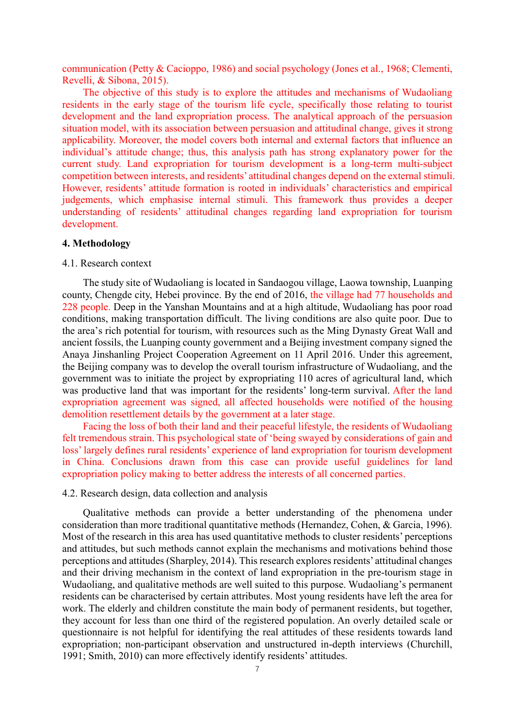communication (Petty & Cacioppo, 1986) and social psychology (Jones et al., 1968; Clementi, Revelli, & Sibona, 2015).

The objective of this study is to explore the attitudes and mechanisms of Wudaoliang residents in the early stage of the tourism life cycle, specifically those relating to tourist development and the land expropriation process. The analytical approach of the persuasion situation model, with its association between persuasion and attitudinal change, gives it strong applicability. Moreover, the model covers both internal and external factors that influence an individual's attitude change; thus, this analysis path has strong explanatory power for the current study. Land expropriation for tourism development is a long-term multi-subject competition between interests, and residents' attitudinal changes depend on the external stimuli. However, residents' attitude formation is rooted in individuals' characteristics and empirical judgements, which emphasise internal stimuli. This framework thus provides a deeper understanding of residents' attitudinal changes regarding land expropriation for tourism development.

## 4. Methodology

### 4.1. Research context

The study site of Wudaoliang is located in Sandaogou village, Laowa township, Luanping county, Chengde city, Hebei province. By the end of 2016, the village had 77 households and 228 people. Deep in the Yanshan Mountains and at a high altitude, Wudaoliang has poor road conditions, making transportation difficult. The living conditions are also quite poor. Due to the area's rich potential for tourism, with resources such as the Ming Dynasty Great Wall and ancient fossils, the Luanping county government and a Beijing investment company signed the Anaya Jinshanling Project Cooperation Agreement on 11 April 2016. Under this agreement, the Beijing company was to develop the overall tourism infrastructure of Wudaoliang, and the government was to initiate the project by expropriating 110 acres of agricultural land, which was productive land that was important for the residents' long-term survival. After the land expropriation agreement was signed, all affected households were notified of the housing demolition resettlement details by the government at a later stage.

Facing the loss of both their land and their peaceful lifestyle, the residents of Wudaoliang felt tremendous strain. This psychological state of 'being swayed by considerations of gain and loss' largely defines rural residents' experience of land expropriation for tourism development in China. Conclusions drawn from this case can provide useful guidelines for land expropriation policy making to better address the interests of all concerned parties.

### 4.2. Research design, data collection and analysis

Qualitative methods can provide a better understanding of the phenomena under consideration than more traditional quantitative methods (Hernandez, Cohen, & Garcia, 1996). Most of the research in this area has used quantitative methods to cluster residents' perceptions and attitudes, but such methods cannot explain the mechanisms and motivations behind those perceptions and attitudes (Sharpley, 2014). This research explores residents' attitudinal changes and their driving mechanism in the context of land expropriation in the pre-tourism stage in Wudaoliang, and qualitative methods are well suited to this purpose. Wudaoliang's permanent residents can be characterised by certain attributes. Most young residents have left the area for work. The elderly and children constitute the main body of permanent residents, but together, they account for less than one third of the registered population. An overly detailed scale or questionnaire is not helpful for identifying the real attitudes of these residents towards land expropriation; non-participant observation and unstructured in-depth interviews (Churchill, 1991; Smith, 2010) can more effectively identify residents' attitudes.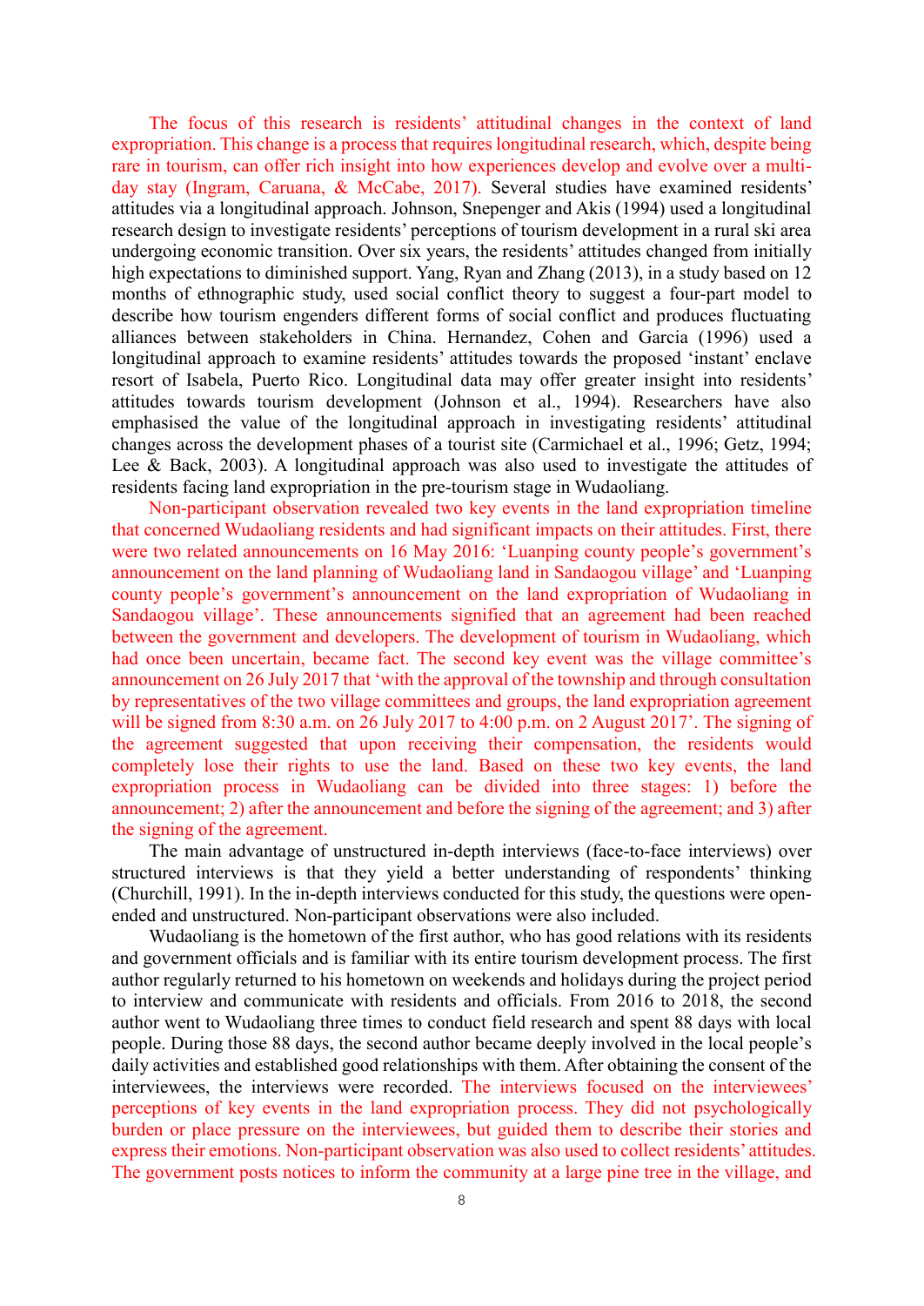The focus of this research is residents' attitudinal changes in the context of land expropriation. This change is a process that requires longitudinal research, which, despite being rare in tourism, can offer rich insight into how experiences develop and evolve over a multi-day stay (Ingram, Caruana, & McCabe, 2017). Several studies have examined residents' attitudes via a longitudinal approach. Johnson, Snepenger and Akis (1994) used a longitudinal research design to investigate residents' perceptions of tourism development in a rural ski area undergoing economic transition. Over six years, the residents' attitudes changed from initially high expectations to diminished support. Yang, Ryan and Zhang (2013), in a study based on 12 months of ethnographic study, used social conflict theory to suggest a four-part model to describe how tourism engenders different forms of social conflict and produces fluctuating alliances between stakeholders in China. Hernandez, Cohen and Garcia (1996) used a longitudinal approach to examine residents' attitudes towards the proposed 'instant' enclave resort of Isabela, Puerto Rico. Longitudinal data may offer greater insight into residents' attitudes towards tourism development (Johnson et al., 1994). Researchers have also emphasised the value of the longitudinal approach in investigating residents' attitudinal changes across the development phases of a tourist site (Carmichael et al., 1996; Getz, 1994; Lee & Back, 2003). A longitudinal approach was also used to investigate the attitudes of residents facing land expropriation in the pre-tourism stage in Wudaoliang.

Non-participant observation revealed two key events in the land expropriation timeline that concerned Wudaoliang residents and had significant impacts on their attitudes. First, there were two related announcements on 16 May 2016: 'Luanping county people's government's announcement on the land planning of Wudaoliang land in Sandaogou village' and 'Luanping county people's government's announcement on the land expropriation of Wudaoliang in Sandaogou village'. These announcements signified that an agreement had been reached between the government and developers. The development of tourism in Wudaoliang, which had once been uncertain, became fact. The second key event was the village committee's announcement on 26 July 2017 that 'with the approval of the township and through consultation by representatives of the two village committees and groups, the land expropriation agreement will be signed from 8:30 a.m. on 26 July 2017 to 4:00 p.m. on 2 August 2017'. The signing of the agreement suggested that upon receiving their compensation, the residents would completely lose their rights to use the land. Based on these two key events, the land expropriation process in Wudaoliang can be divided into three stages: 1) before the announcement; 2) after the announcement and before the signing of the agreement; and 3) after the signing of the agreement.

The main advantage of unstructured in-depth interviews (face-to-face interviews) over structured interviews is that they yield a better understanding of respondents' thinking (Churchill, 1991). In the in-depth interviews conducted for this study, the questions were open-ended and unstructured. Non-participant observations were also included.

Wudaoliang is the hometown of the first author, who has good relations with its residents and government officials and is familiar with its entire tourism development process. The first author regularly returned to his hometown on weekends and holidays during the project period to interview and communicate with residents and officials. From 2016 to 2018, the second author went to Wudaoliang three times to conduct field research and spent 88 days with local people. During those 88 days, the second author became deeply involved in the local people's daily activities and established good relationships with them. After obtaining the consent of the interviewees, the interviews were recorded. The interviews focused on the interviewees' perceptions of key events in the land expropriation process. They did not psychologically burden or place pressure on the interviewees, but guided them to describe their stories and express their emotions. Non-participant observation was also used to collect residents' attitudes. The government posts notices to inform the community at a large pine tree in the village, and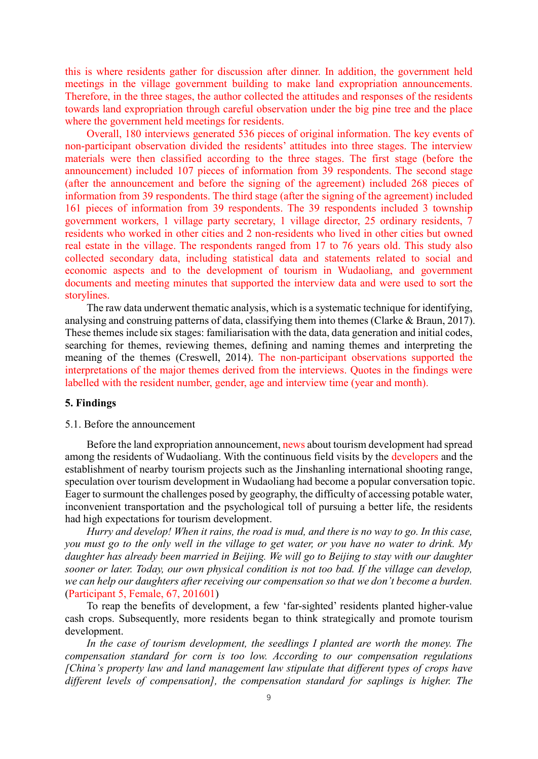this is where residents gather for discussion after dinner. In addition, the government held meetings in the village government building to make land expropriation announcements. Therefore, in the three stages, the author collected the attitudes and responses of the residents towards land expropriation through careful observation under the big pine tree and the place where the government held meetings for residents.

Overall, 180 interviews generated 536 pieces of original information. The key events of non-participant observation divided the residents' attitudes into three stages. The interview materials were then classified according to the three stages. The first stage (before the announcement) included 107 pieces of information from 39 respondents. The second stage (after the announcement and before the signing of the agreement) included 268 pieces of information from 39 respondents. The third stage (after the signing of the agreement) included 161 pieces of information from 39 respondents. The 39 respondents included 3 township government workers, 1 village party secretary, 1 village director, 25 ordinary residents, 7 residents who worked in other cities and 2 non-residents who lived in other cities but owned real estate in the village. The respondents ranged from 17 to 76 years old. This study also collected secondary data, including statistical data and statements related to social and economic aspects and to the development of tourism in Wudaoliang, and government documents and meeting minutes that supported the interview data and were used to sort the storylines.

The raw data underwent thematic analysis, which is a systematic technique for identifying, analysing and construing patterns of data, classifying them into themes (Clarke & Braun, 2017). These themes include six stages: familiarisation with the data, data generation and initial codes, searching for themes, reviewing themes, defining and naming themes and interpreting the meaning of the themes (Creswell, 2014). The non-participant observations supported the interpretations of the major themes derived from the interviews. Quotes in the findings were labelled with the resident number, gender, age and interview time (year and month).

## 5. Findings

### 5.1. Before the announcement

Before the land expropriation announcement, news about tourism development had spread among the residents of Wudaoliang. With the continuous field visits by the developers and the establishment of nearby tourism projects such as the Jinshanling international shooting range, speculation over tourism development in Wudaoliang had become a popular conversation topic. Eager to surmount the challenges posed by geography, the difficulty of accessing potable water, inconvenient transportation and the psychological toll of pursuing a better life, the residents had high expectations for tourism development.

*Hurry and develop! When it rains, the road is mud, and there is no way to go. In this case, you must go to the only well in the village to get water, or you have no water to drink. My daughter has already been married in Beijing. We will go to Beijing to stay with our daughter sooner or later. Today, our own physical condition is not too bad. If the village can develop, we can help our daughters after receiving our compensation so that we don't become a burden.* (Participant 5, Female, 67, 201601)

To reap the benefits of development, a few 'far-sighted' residents planted higher-value cash crops. Subsequently, more residents began to think strategically and promote tourism development.

*In the case of tourism development, the seedlings I planted are worth the money. The compensation standard for corn is too low. According to our compensation regulations [China's property law and land management law stipulate that different types of crops have different levels of compensation], the compensation standard for saplings is higher. The*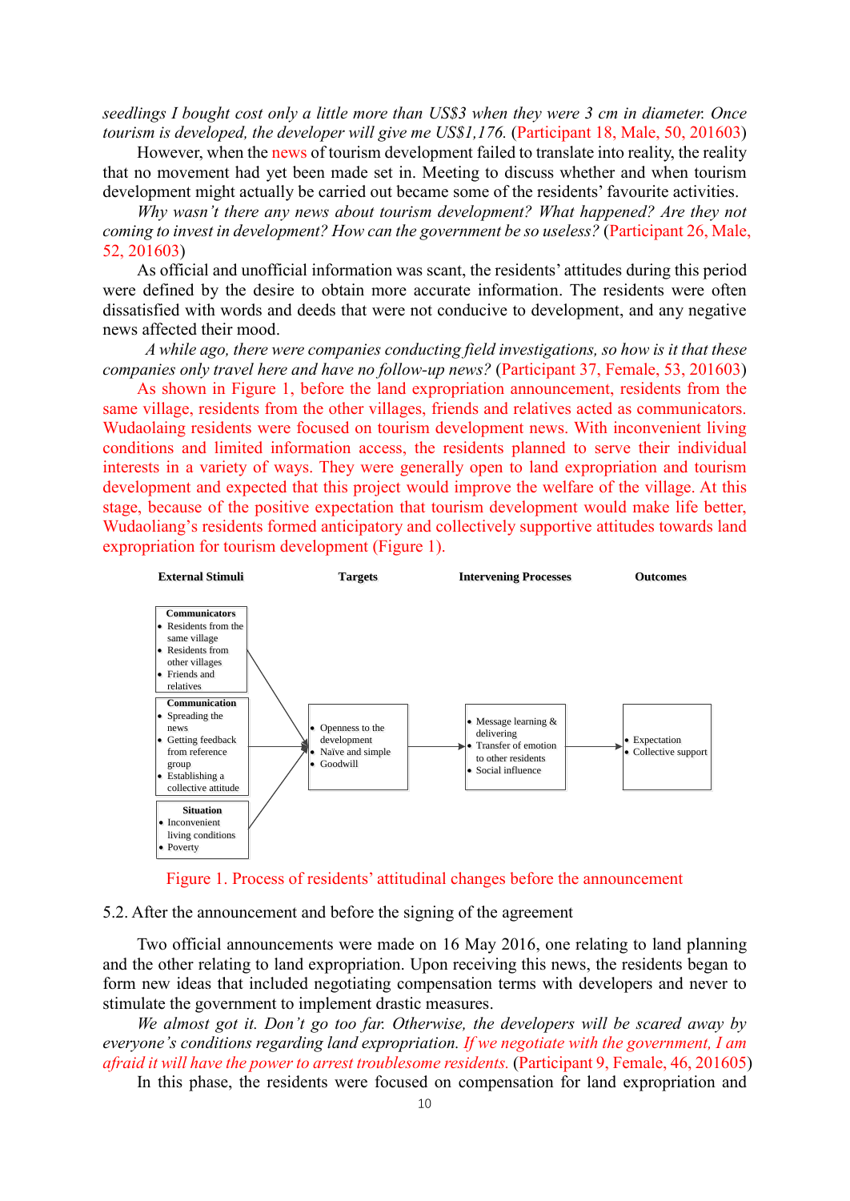*seedlings I bought cost only a little more than US$3 when they were 3 cm in diameter. Once tourism is developed, the developer will give me US$1,176.* (Participant 18, Male, 50, 201603)

However, when the news of tourism development failed to translate into reality, the reality that no movement had yet been made set in. Meeting to discuss whether and when tourism development might actually be carried out became some of the residents' favourite activities.

*Why wasn't there any news about tourism development? What happened? Are they not coming to invest in development? How can the government be so useless?* (Participant 26, Male, 52, 201603)

As official and unofficial information was scant, the residents' attitudes during this period were defined by the desire to obtain more accurate information. The residents were often dissatisfied with words and deeds that were not conducive to development, and any negative news affected their mood.

*A while ago, there were companies conducting field investigations, so how is it that these companies only travel here and have no follow-up news?* (Participant 37, Female, 53, 201603)

As shown in Figure 1, before the land expropriation announcement, residents from the same village, residents from the other villages, friends and relatives acted as communicators. Wudaolaing residents were focused on tourism development news. With inconvenient living conditions and limited information access, the residents planned to serve their individual interests in a variety of ways. They were generally open to land expropriation and tourism development and expected that this project would improve the welfare of the village. At this stage, because of the positive expectation that tourism development would make life better, Wudaoliang's residents formed anticipatory and collectively supportive attitudes towards land expropriation for tourism development (Figure 1).

| External Stimuli | Targets | Intervening Processes | Outcomes |
|---|---|---|---|
| **Communicators**<br>• Residents from the same village<br>• Residents from other villages<br>• Friends and relatives<br><br>**Communication**<br>• Spreading the news<br>• Getting feedback from reference group<br>• Establishing a collective attitude<br><br>**Situation**<br>• Inconvenient living conditions<br>• Poverty | • Openness to the development<br>• Naïve and simple<br>• Goodwill | • Message learning & delivering<br>• Transfer of emotion to other residents<br>• Social influence | • Expectation<br>• Collective support |

Figure 1. Process of residents' attitudinal changes before the announcement

## 5.2. After the announcement and before the signing of the agreement

Two official announcements were made on 16 May 2016, one relating to land planning and the other relating to land expropriation. Upon receiving this news, the residents began to form new ideas that included negotiating compensation terms with developers and never to stimulate the government to implement drastic measures.

*We almost got it. Don't go too far. Otherwise, the developers will be scared away by everyone's conditions regarding land expropriation. If we negotiate with the government, I am afraid it will have the power to arrest troublesome residents.* (Participant 9, Female, 46, 201605)

In this phase, the residents were focused on compensation for land expropriation and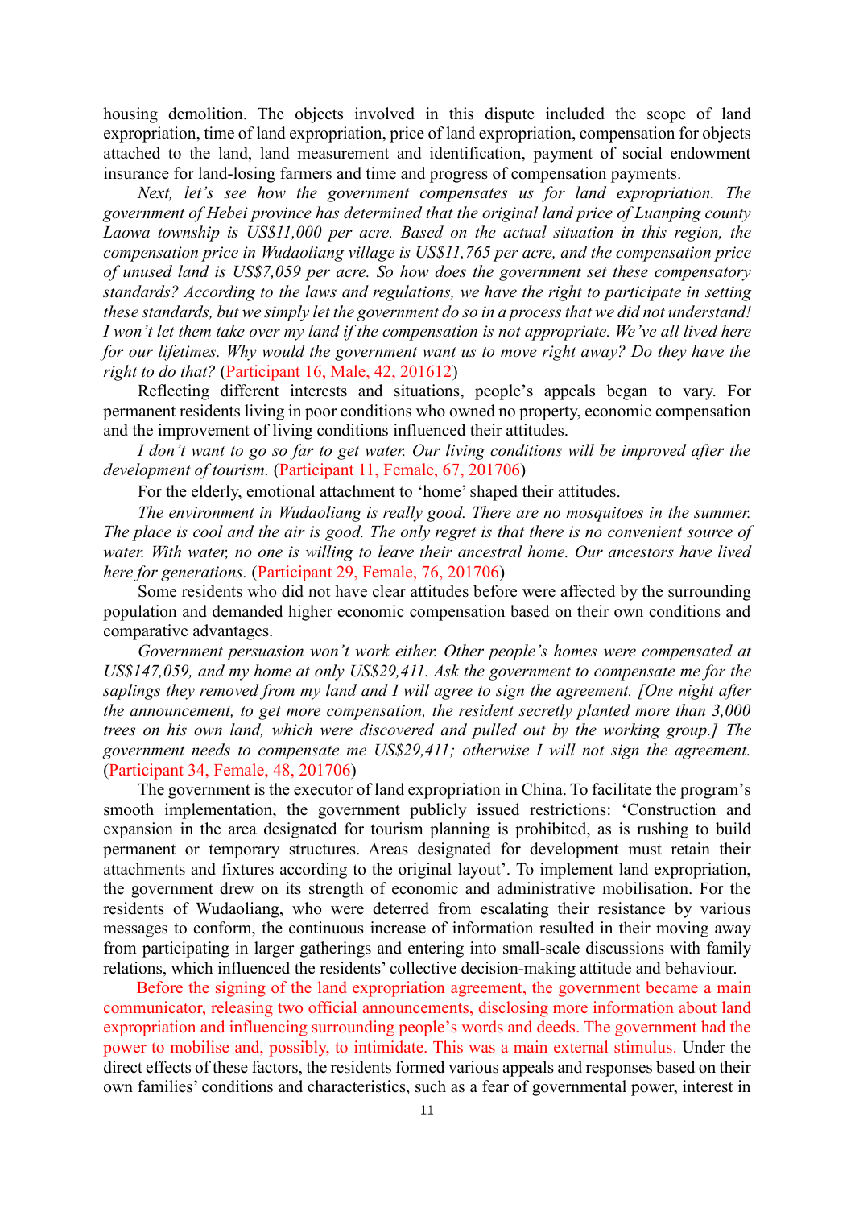housing demolition. The objects involved in this dispute included the scope of land expropriation, time of land expropriation, price of land expropriation, compensation for objects attached to the land, land measurement and identification, payment of social endowment insurance for land-losing farmers and time and progress of compensation payments.

*Next, let's see how the government compensates us for land expropriation. The government of Hebei province has determined that the original land price of Luanping county Laowa township is US$11,000 per acre. Based on the actual situation in this region, the compensation price in Wudaoliang village is US$11,765 per acre, and the compensation price of unused land is US$7,059 per acre. So how does the government set these compensatory standards? According to the laws and regulations, we have the right to participate in setting these standards, but we simply let the government do so in a process that we did not understand! I won't let them take over my land if the compensation is not appropriate. We've all lived here for our lifetimes. Why would the government want us to move right away? Do they have the right to do that?* (Participant 16, Male, 42, 201612)

Reflecting different interests and situations, people's appeals began to vary. For permanent residents living in poor conditions who owned no property, economic compensation and the improvement of living conditions influenced their attitudes.

*I don't want to go so far to get water. Our living conditions will be improved after the development of tourism.* (Participant 11, Female, 67, 201706)

For the elderly, emotional attachment to 'home' shaped their attitudes.

*The environment in Wudaoliang is really good. There are no mosquitoes in the summer. The place is cool and the air is good. The only regret is that there is no convenient source of water. With water, no one is willing to leave their ancestral home. Our ancestors have lived here for generations.* (Participant 29, Female, 76, 201706)

Some residents who did not have clear attitudes before were affected by the surrounding population and demanded higher economic compensation based on their own conditions and comparative advantages.

*Government persuasion won't work either. Other people's homes were compensated at US$147,059, and my home at only US$29,411. Ask the government to compensate me for the saplings they removed from my land and I will agree to sign the agreement. [One night after the announcement, to get more compensation, the resident secretly planted more than 3,000 trees on his own land, which were discovered and pulled out by the working group.] The government needs to compensate me US$29,411; otherwise I will not sign the agreement.* (Participant 34, Female, 48, 201706)

The government is the executor of land expropriation in China. To facilitate the program's smooth implementation, the government publicly issued restrictions: 'Construction and expansion in the area designated for tourism planning is prohibited, as is rushing to build permanent or temporary structures. Areas designated for development must retain their attachments and fixtures according to the original layout'. To implement land expropriation, the government drew on its strength of economic and administrative mobilisation. For the residents of Wudaoliang, who were deterred from escalating their resistance by various messages to conform, the continuous increase of information resulted in their moving away from participating in larger gatherings and entering into small-scale discussions with family relations, which influenced the residents' collective decision-making attitude and behaviour.

Before the signing of the land expropriation agreement, the government became a main communicator, releasing two official announcements, disclosing more information about land expropriation and influencing surrounding people's words and deeds. The government had the power to mobilise and, possibly, to intimidate. This was a main external stimulus. Under the direct effects of these factors, the residents formed various appeals and responses based on their own families' conditions and characteristics, such as a fear of governmental power, interest in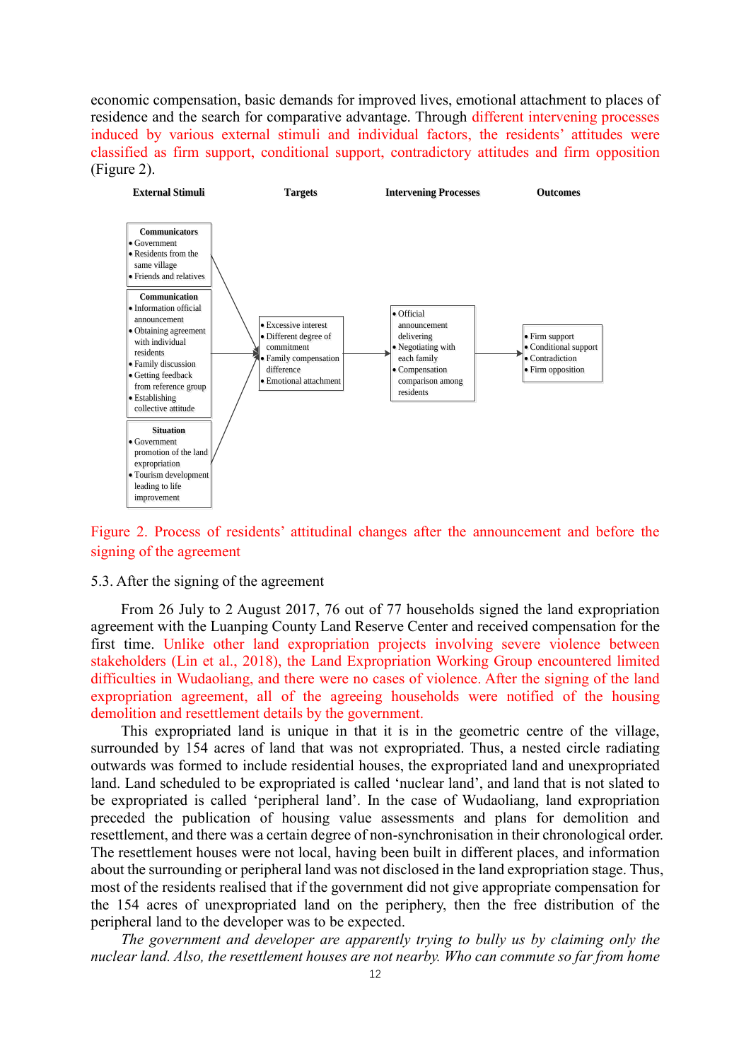economic compensation, basic demands for improved lives, emotional attachment to places of residence and the search for comparative advantage. Through different intervening processes induced by various external stimuli and individual factors, the residents' attitudes were classified as firm support, conditional support, contradictory attitudes and firm opposition (Figure 2).

**External Stimuli** | **Targets** | **Intervening Processes** | **Outcomes**

**Communicators**
- Government
- Residents from the same village
- Friends and relatives

**Communication**
- Information official announcement
- Obtaining agreement with individual residents
- Family discussion
- Getting feedback from reference group
- Establishing collective attitude

**Situation**
- Government promotion of the land expropriation
- Tourism development leading to life improvement

**Targets**
- Excessive interest
- Different degree of commitment
- Family compensation difference
- Emotional attachment

**Intervening Processes**
- Official announcement delivering
- Negotiating with each family
- Compensation comparison among residents

**Outcomes**
- Firm support
- Conditional support
- Contradiction
- Firm opposition

Figure 2. Process of residents' attitudinal changes after the announcement and before the signing of the agreement

### 5.3. After the signing of the agreement

From 26 July to 2 August 2017, 76 out of 77 households signed the land expropriation agreement with the Luanping County Land Reserve Center and received compensation for the first time. Unlike other land expropriation projects involving severe violence between stakeholders (Lin et al., 2018), the Land Expropriation Working Group encountered limited difficulties in Wudaoliang, and there were no cases of violence. After the signing of the land expropriation agreement, all of the agreeing households were notified of the housing demolition and resettlement details by the government.

This expropriated land is unique in that it is in the geometric centre of the village, surrounded by 154 acres of land that was not expropriated. Thus, a nested circle radiating outwards was formed to include residential houses, the expropriated land and unexpropriated land. Land scheduled to be expropriated is called 'nuclear land', and land that is not slated to be expropriated is called 'peripheral land'. In the case of Wudaoliang, land expropriation preceded the publication of housing value assessments and plans for demolition and resettlement, and there was a certain degree of non-synchronisation in their chronological order. The resettlement houses were not local, having been built in different places, and information about the surrounding or peripheral land was not disclosed in the land expropriation stage. Thus, most of the residents realised that if the government did not give appropriate compensation for the 154 acres of unexpropriated land on the periphery, then the free distribution of the peripheral land to the developer was to be expected.

*The government and developer are apparently trying to bully us by claiming only the nuclear land. Also, the resettlement houses are not nearby. Who can commute so far from home*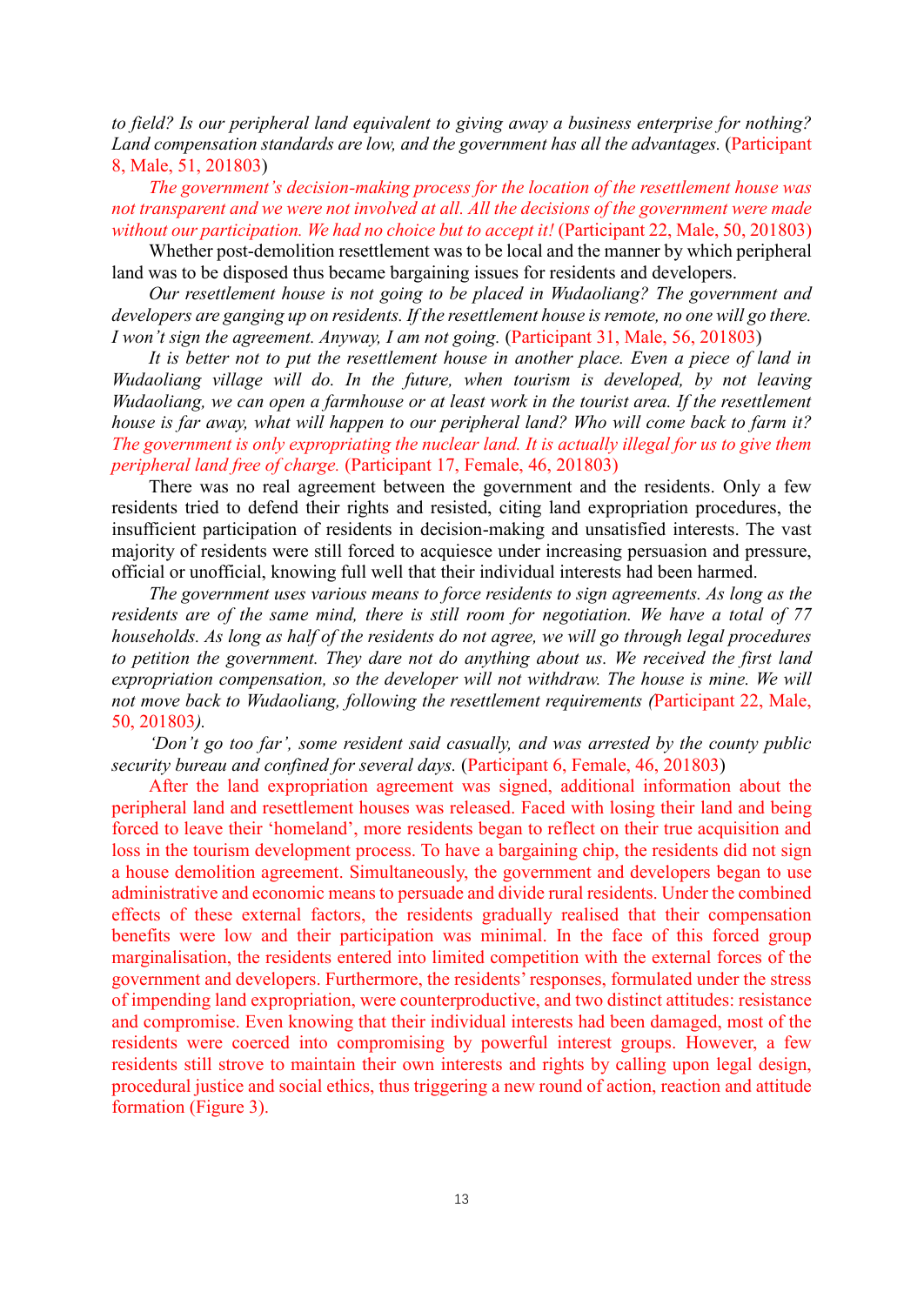*to field? Is our peripheral land equivalent to giving away a business enterprise for nothing? Land compensation standards are low, and the government has all the advantages.* (Participant 8, Male, 51, 201803)

*The government's decision-making process for the location of the resettlement house was not transparent and we were not involved at all. All the decisions of the government were made without our participation. We had no choice but to accept it!* (Participant 22, Male, 50, 201803)

Whether post-demolition resettlement was to be local and the manner by which peripheral land was to be disposed thus became bargaining issues for residents and developers.

*Our resettlement house is not going to be placed in Wudaoliang? The government and developers are ganging up on residents. If the resettlement house is remote, no one will go there. I won't sign the agreement. Anyway, I am not going.* (Participant 31, Male, 56, 201803)

*It is better not to put the resettlement house in another place. Even a piece of land in Wudaoliang village will do. In the future, when tourism is developed, by not leaving Wudaoliang, we can open a farmhouse or at least work in the tourist area. If the resettlement house is far away, what will happen to our peripheral land? Who will come back to farm it? The government is only expropriating the nuclear land. It is actually illegal for us to give them peripheral land free of charge.* (Participant 17, Female, 46, 201803)

There was no real agreement between the government and the residents. Only a few residents tried to defend their rights and resisted, citing land expropriation procedures, the insufficient participation of residents in decision-making and unsatisfied interests. The vast majority of residents were still forced to acquiesce under increasing persuasion and pressure, official or unofficial, knowing full well that their individual interests had been harmed.

*The government uses various means to force residents to sign agreements. As long as the residents are of the same mind, there is still room for negotiation. We have a total of 77 households. As long as half of the residents do not agree, we will go through legal procedures to petition the government. They dare not do anything about us. We received the first land expropriation compensation, so the developer will not withdraw. The house is mine. We will not move back to Wudaoliang, following the resettlement requirements (*Participant 22, Male, 50, 201803*).*

*'Don't go too far', some resident said casually, and was arrested by the county public security bureau and confined for several days.* (Participant 6, Female, 46, 201803)

After the land expropriation agreement was signed, additional information about the peripheral land and resettlement houses was released. Faced with losing their land and being forced to leave their 'homeland', more residents began to reflect on their true acquisition and loss in the tourism development process. To have a bargaining chip, the residents did not sign a house demolition agreement. Simultaneously, the government and developers began to use administrative and economic means to persuade and divide rural residents. Under the combined effects of these external factors, the residents gradually realised that their compensation benefits were low and their participation was minimal. In the face of this forced group marginalisation, the residents entered into limited competition with the external forces of the government and developers. Furthermore, the residents' responses, formulated under the stress of impending land expropriation, were counterproductive, and two distinct attitudes: resistance and compromise. Even knowing that their individual interests had been damaged, most of the residents were coerced into compromising by powerful interest groups. However, a few residents still strove to maintain their own interests and rights by calling upon legal design, procedural justice and social ethics, thus triggering a new round of action, reaction and attitude formation (Figure 3).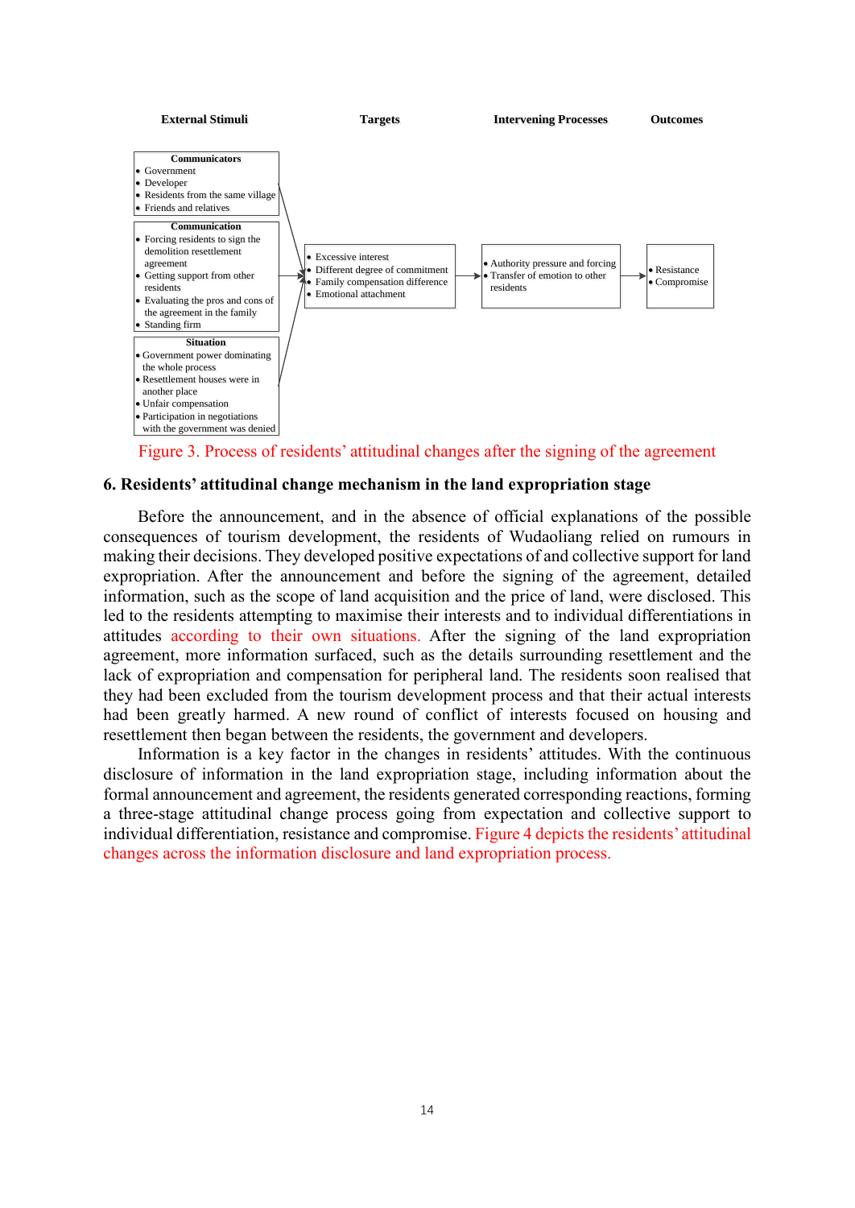| External Stimuli | Targets | Intervening Processes | Outcomes |
| --- | --- | --- | --- |
| **Communicators**<br>• Government<br>• Developer<br>• Residents from the same village<br>• Friends and relatives<br>**Communication**<br>• Forcing residents to sign the demolition resettlement agreement<br>• Getting support from other residents<br>• Evaluating the pros and cons of the agreement in the family<br>• Standing firm<br>**Situation**<br>• Government power dominating the whole process<br>• Resettlement houses were in another place<br>• Unfair compensation<br>• Participation in negotiations with the government was denied | • Excessive interest<br>• Different degree of commitment<br>• Family compensation difference<br>• Emotional attachment | • Authority pressure and forcing<br>• Transfer of emotion to other residents | • Resistance<br>• Compromise |

Figure 3. Process of residents' attitudinal changes after the signing of the agreement

## 6. Residents' attitudinal change mechanism in the land expropriation stage

Before the announcement, and in the absence of official explanations of the possible consequences of tourism development, the residents of Wudaoliang relied on rumours in making their decisions. They developed positive expectations of and collective support for land expropriation. After the announcement and before the signing of the agreement, detailed information, such as the scope of land acquisition and the price of land, were disclosed. This led to the residents attempting to maximise their interests and to individual differentiations in attitudes according to their own situations. After the signing of the land expropriation agreement, more information surfaced, such as the details surrounding resettlement and the lack of expropriation and compensation for peripheral land. The residents soon realised that they had been excluded from the tourism development process and that their actual interests had been greatly harmed. A new round of conflict of interests focused on housing and resettlement then began between the residents, the government and developers.

Information is a key factor in the changes in residents' attitudes. With the continuous disclosure of information in the land expropriation stage, including information about the formal announcement and agreement, the residents generated corresponding reactions, forming a three-stage attitudinal change process going from expectation and collective support to individual differentiation, resistance and compromise. Figure 4 depicts the residents' attitudinal changes across the information disclosure and land expropriation process.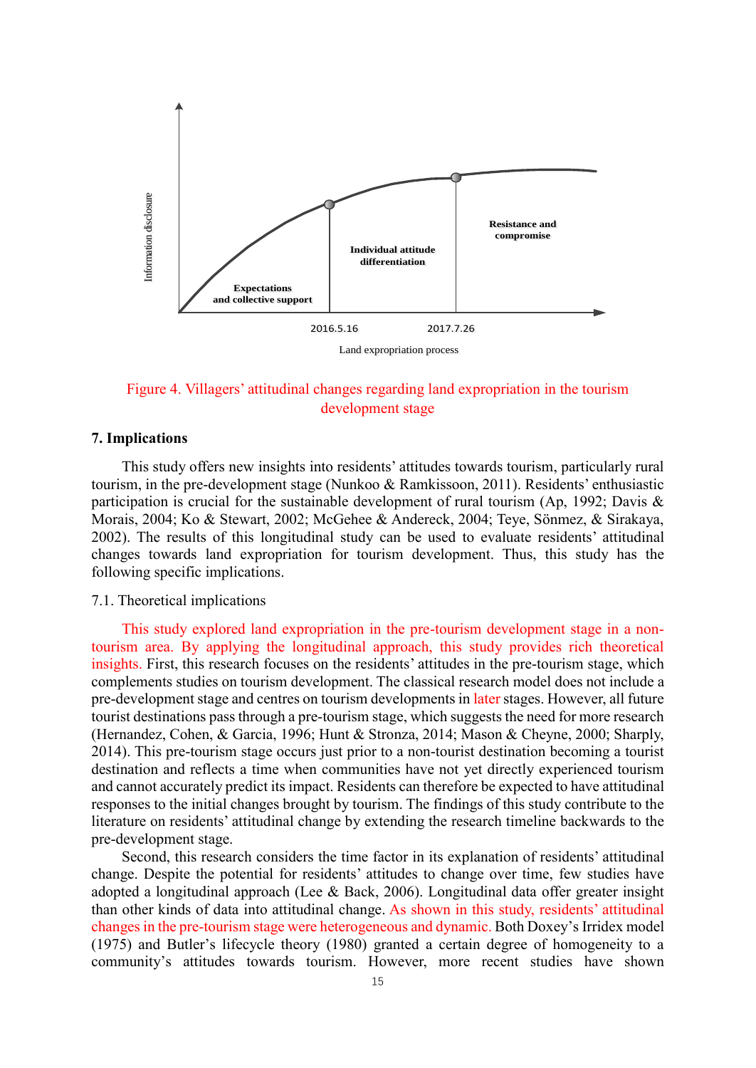Information disclosure

Expectations and collective support

Individual attitude differentiation

Resistance and compromise

2016.5.16

2017.7.26

Land expropriation process

Figure 4. Villagers' attitudinal changes regarding land expropriation in the tourism development stage

## 7. Implications

This study offers new insights into residents' attitudes towards tourism, particularly rural tourism, in the pre-development stage (Nunkoo & Ramkissoon, 2011). Residents' enthusiastic participation is crucial for the sustainable development of rural tourism (Ap, 1992; Davis & Morais, 2004; Ko & Stewart, 2002; McGehee & Andereck, 2004; Teye, Sönmez, & Sirakaya, 2002). The results of this longitudinal study can be used to evaluate residents' attitudinal changes towards land expropriation for tourism development. Thus, this study has the following specific implications.

### 7.1. Theoretical implications

This study explored land expropriation in the pre-tourism development stage in a non-tourism area. By applying the longitudinal approach, this study provides rich theoretical insights. First, this research focuses on the residents' attitudes in the pre-tourism stage, which complements studies on tourism development. The classical research model does not include a pre-development stage and centres on tourism developments in later stages. However, all future tourist destinations pass through a pre-tourism stage, which suggests the need for more research (Hernandez, Cohen, & Garcia, 1996; Hunt & Stronza, 2014; Mason & Cheyne, 2000; Sharply, 2014). This pre-tourism stage occurs just prior to a non-tourist destination becoming a tourist destination and reflects a time when communities have not yet directly experienced tourism and cannot accurately predict its impact. Residents can therefore be expected to have attitudinal responses to the initial changes brought by tourism. The findings of this study contribute to the literature on residents' attitudinal change by extending the research timeline backwards to the pre-development stage.

Second, this research considers the time factor in its explanation of residents' attitudinal change. Despite the potential for residents' attitudes to change over time, few studies have adopted a longitudinal approach (Lee & Back, 2006). Longitudinal data offer greater insight than other kinds of data into attitudinal change. As shown in this study, residents' attitudinal changes in the pre-tourism stage were heterogeneous and dynamic. Both Doxey's Irridex model (1975) and Butler's lifecycle theory (1980) granted a certain degree of homogeneity to a community's attitudes towards tourism. However, more recent studies have shown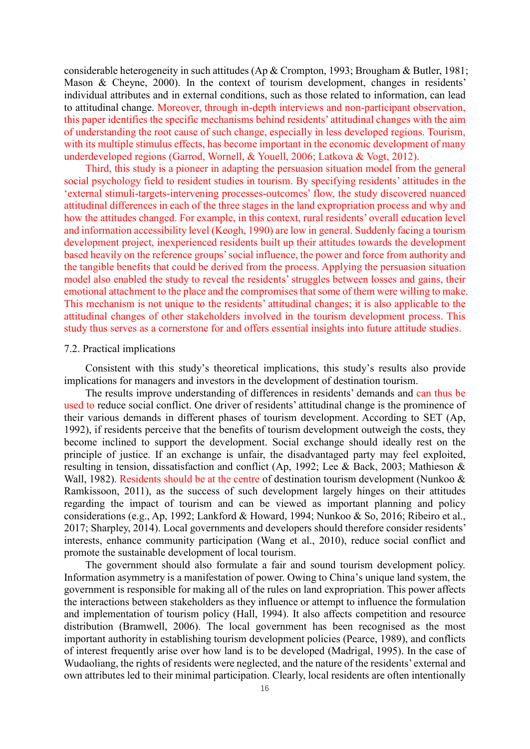considerable heterogeneity in such attitudes (Ap & Crompton, 1993; Brougham & Butler, 1981; Mason & Cheyne, 2000). In the context of tourism development, changes in residents' individual attributes and in external conditions, such as those related to information, can lead to attitudinal change. Moreover, through in-depth interviews and non-participant observation, this paper identifies the specific mechanisms behind residents' attitudinal changes with the aim of understanding the root cause of such change, especially in less developed regions. Tourism, with its multiple stimulus effects, has become important in the economic development of many underdeveloped regions (Garrod, Wornell, & Youell, 2006; Latkova & Vogt, 2012).

Third, this study is a pioneer in adapting the persuasion situation model from the general social psychology field to resident studies in tourism. By specifying residents' attitudes in the 'external stimuli-targets-intervening processes-outcomes' flow, the study discovered nuanced attitudinal differences in each of the three stages in the land expropriation process and why and how the attitudes changed. For example, in this context, rural residents' overall education level and information accessibility level (Keogh, 1990) are low in general. Suddenly facing a tourism development project, inexperienced residents built up their attitudes towards the development based heavily on the reference groups' social influence, the power and force from authority and the tangible benefits that could be derived from the process. Applying the persuasion situation model also enabled the study to reveal the residents' struggles between losses and gains, their emotional attachment to the place and the compromises that some of them were willing to make. This mechanism is not unique to the residents' attitudinal changes; it is also applicable to the attitudinal changes of other stakeholders involved in the tourism development process. This study thus serves as a cornerstone for and offers essential insights into future attitude studies.

### 7.2. Practical implications

Consistent with this study's theoretical implications, this study's results also provide implications for managers and investors in the development of destination tourism.

The results improve understanding of differences in residents' demands and can thus be used to reduce social conflict. One driver of residents' attitudinal change is the prominence of their various demands in different phases of tourism development. According to SET (Ap, 1992), if residents perceive that the benefits of tourism development outweigh the costs, they become inclined to support the development. Social exchange should ideally rest on the principle of justice. If an exchange is unfair, the disadvantaged party may feel exploited, resulting in tension, dissatisfaction and conflict (Ap, 1992; Lee & Back, 2003; Mathieson & Wall, 1982). Residents should be at the centre of destination tourism development (Nunkoo & Ramkissoon, 2011), as the success of such development largely hinges on their attitudes regarding the impact of tourism and can be viewed as important planning and policy considerations (e.g., Ap, 1992; Lankford & Howard, 1994; Nunkoo & So, 2016; Ribeiro et al., 2017; Sharpley, 2014). Local governments and developers should therefore consider residents' interests, enhance community participation (Wang et al., 2010), reduce social conflict and promote the sustainable development of local tourism.

The government should also formulate a fair and sound tourism development policy. Information asymmetry is a manifestation of power. Owing to China's unique land system, the government is responsible for making all of the rules on land expropriation. This power affects the interactions between stakeholders as they influence or attempt to influence the formulation and implementation of tourism policy (Hall, 1994). It also affects competition and resource distribution (Bramwell, 2006). The local government has been recognised as the most important authority in establishing tourism development policies (Pearce, 1989), and conflicts of interest frequently arise over how land is to be developed (Madrigal, 1995). In the case of Wudaoliang, the rights of residents were neglected, and the nature of the residents' external and own attributes led to their minimal participation. Clearly, local residents are often intentionally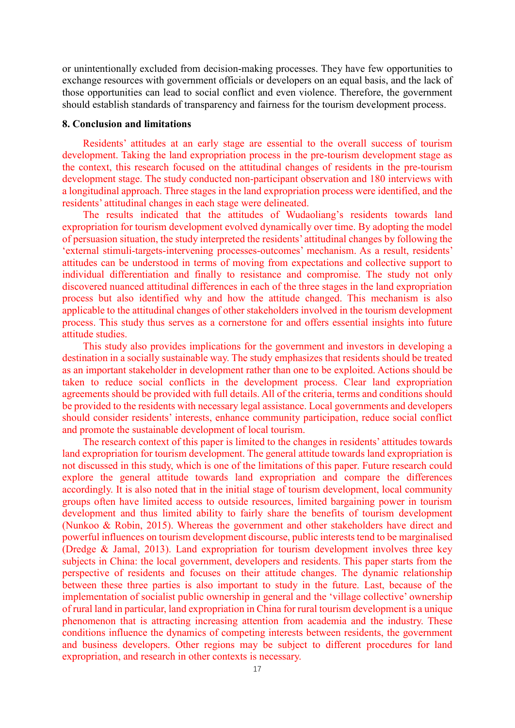or unintentionally excluded from decision-making processes. They have few opportunities to exchange resources with government officials or developers on an equal basis, and the lack of those opportunities can lead to social conflict and even violence. Therefore, the government should establish standards of transparency and fairness for the tourism development process.

## 8. Conclusion and limitations

Residents' attitudes at an early stage are essential to the overall success of tourism development. Taking the land expropriation process in the pre-tourism development stage as the context, this research focused on the attitudinal changes of residents in the pre-tourism development stage. The study conducted non-participant observation and 180 interviews with a longitudinal approach. Three stages in the land expropriation process were identified, and the residents' attitudinal changes in each stage were delineated.

The results indicated that the attitudes of Wudaoliang's residents towards land expropriation for tourism development evolved dynamically over time. By adopting the model of persuasion situation, the study interpreted the residents' attitudinal changes by following the 'external stimuli-targets-intervening processes-outcomes' mechanism. As a result, residents' attitudes can be understood in terms of moving from expectations and collective support to individual differentiation and finally to resistance and compromise. The study not only discovered nuanced attitudinal differences in each of the three stages in the land expropriation process but also identified why and how the attitude changed. This mechanism is also applicable to the attitudinal changes of other stakeholders involved in the tourism development process. This study thus serves as a cornerstone for and offers essential insights into future attitude studies.

This study also provides implications for the government and investors in developing a destination in a socially sustainable way. The study emphasizes that residents should be treated as an important stakeholder in development rather than one to be exploited. Actions should be taken to reduce social conflicts in the development process. Clear land expropriation agreements should be provided with full details. All of the criteria, terms and conditions should be provided to the residents with necessary legal assistance. Local governments and developers should consider residents' interests, enhance community participation, reduce social conflict and promote the sustainable development of local tourism.

The research context of this paper is limited to the changes in residents' attitudes towards land expropriation for tourism development. The general attitude towards land expropriation is not discussed in this study, which is one of the limitations of this paper. Future research could explore the general attitude towards land expropriation and compare the differences accordingly. It is also noted that in the initial stage of tourism development, local community groups often have limited access to outside resources, limited bargaining power in tourism development and thus limited ability to fairly share the benefits of tourism development (Nunkoo & Robin, 2015). Whereas the government and other stakeholders have direct and powerful influences on tourism development discourse, public interests tend to be marginalised (Dredge & Jamal, 2013). Land expropriation for tourism development involves three key subjects in China: the local government, developers and residents. This paper starts from the perspective of residents and focuses on their attitude changes. The dynamic relationship between these three parties is also important to study in the future. Last, because of the implementation of socialist public ownership in general and the 'village collective' ownership of rural land in particular, land expropriation in China for rural tourism development is a unique phenomenon that is attracting increasing attention from academia and the industry. These conditions influence the dynamics of competing interests between residents, the government and business developers. Other regions may be subject to different procedures for land expropriation, and research in other contexts is necessary.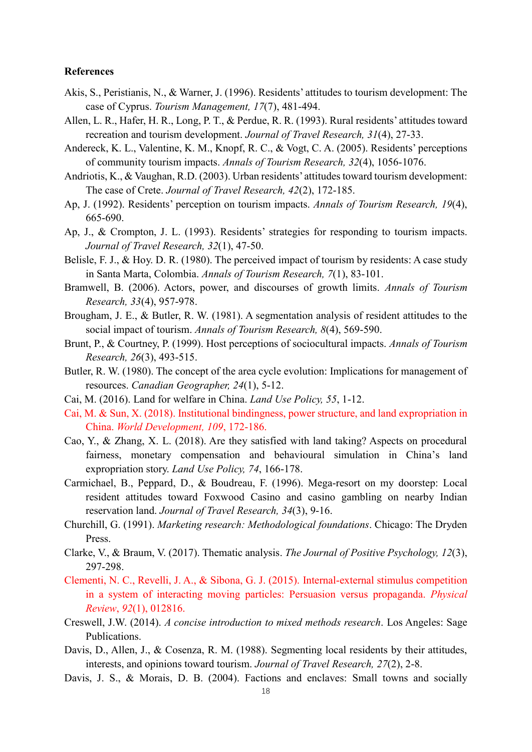**References**

Akis, S., Peristianis, N., & Warner, J. (1996). Residents' attitudes to tourism development: The case of Cyprus. *Tourism Management, 17*(7), 481-494.

Allen, L. R., Hafer, H. R., Long, P. T., & Perdue, R. R. (1993). Rural residents' attitudes toward recreation and tourism development. *Journal of Travel Research, 31*(4), 27-33.

Andereck, K. L., Valentine, K. M., Knopf, R. C., & Vogt, C. A. (2005). Residents' perceptions of community tourism impacts. *Annals of Tourism Research, 32*(4), 1056-1076.

Andriotis, K., & Vaughan, R.D. (2003). Urban residents' attitudes toward tourism development: The case of Crete. *Journal of Travel Research, 42*(2), 172-185.

Ap, J. (1992). Residents' perception on tourism impacts. *Annals of Tourism Research, 19*(4), 665-690.

Ap, J., & Crompton, J. L. (1993). Residents' strategies for responding to tourism impacts. *Journal of Travel Research, 32*(1), 47-50.

Belisle, F. J., & Hoy. D. R. (1980). The perceived impact of tourism by residents: A case study in Santa Marta, Colombia. *Annals of Tourism Research, 7*(1), 83-101.

Bramwell, B. (2006). Actors, power, and discourses of growth limits. *Annals of Tourism Research, 33*(4), 957-978.

Brougham, J. E., & Butler, R. W. (1981). A segmentation analysis of resident attitudes to the social impact of tourism. *Annals of Tourism Research, 8*(4), 569-590.

Brunt, P., & Courtney, P. (1999). Host perceptions of sociocultural impacts. *Annals of Tourism Research, 26*(3), 493-515.

Butler, R. W. (1980). The concept of the area cycle evolution: Implications for management of resources. *Canadian Geographer, 24*(1), 5-12.

Cai, M. (2016). Land for welfare in China. *Land Use Policy, 55*, 1-12.

Cai, M. & Sun, X. (2018). Institutional bindingness, power structure, and land expropriation in China. *World Development, 109*, 172-186.

Cao, Y., & Zhang, X. L. (2018). Are they satisfied with land taking? Aspects on procedural fairness, monetary compensation and behavioural simulation in China's land expropriation story. *Land Use Policy, 74*, 166-178.

Carmichael, B., Peppard, D., & Boudreau, F. (1996). Mega-resort on my doorstep: Local resident attitudes toward Foxwood Casino and casino gambling on nearby Indian reservation land. *Journal of Travel Research, 34*(3), 9-16.

Churchill, G. (1991). *Marketing research: Methodological foundations*. Chicago: The Dryden Press.

Clarke, V., & Braum, V. (2017). Thematic analysis. *The Journal of Positive Psychology, 12*(3), 297-298.

Clementi, N. C., Revelli, J. A., & Sibona, G. J. (2015). Internal-external stimulus competition in a system of interacting moving particles: Persuasion versus propaganda. *Physical Review*, *92*(1), 012816.

Creswell, J.W. (2014). *A concise introduction to mixed methods research*. Los Angeles: Sage Publications.

Davis, D., Allen, J., & Cosenza, R. M. (1988). Segmenting local residents by their attitudes, interests, and opinions toward tourism. *Journal of Travel Research, 27*(2), 2-8.

Davis, J. S., & Morais, D. B. (2004). Factions and enclaves: Small towns and socially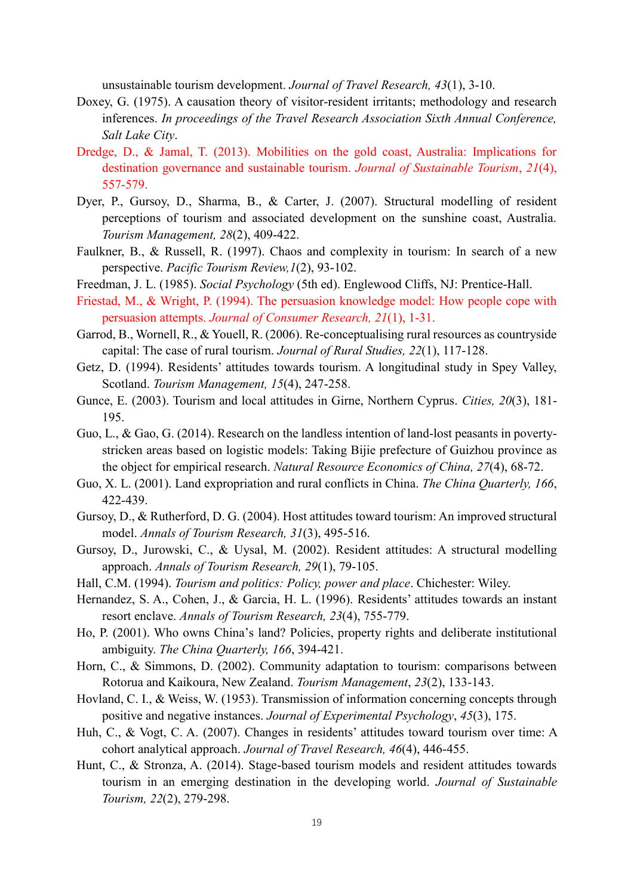unsustainable tourism development. *Journal of Travel Research, 43*(1), 3-10.

Doxey, G. (1975). A causation theory of visitor-resident irritants; methodology and research inferences. *In proceedings of the Travel Research Association Sixth Annual Conference, Salt Lake City*.

Dredge, D., & Jamal, T. (2013). Mobilities on the gold coast, Australia: Implications for destination governance and sustainable tourism. *Journal of Sustainable Tourism*, *21*(4), 557-579.

Dyer, P., Gursoy, D., Sharma, B., & Carter, J. (2007). Structural modelling of resident perceptions of tourism and associated development on the sunshine coast, Australia. *Tourism Management, 28*(2), 409-422.

Faulkner, B., & Russell, R. (1997). Chaos and complexity in tourism: In search of a new perspective. *Pacific Tourism Review,1*(2), 93-102.

Freedman, J. L. (1985). *Social Psychology* (5th ed). Englewood Cliffs, NJ: Prentice-Hall.

Friestad, M., & Wright, P. (1994). The persuasion knowledge model: How people cope with persuasion attempts. *Journal of Consumer Research, 21*(1), 1-31.

Garrod, B., Wornell, R., & Youell, R. (2006). Re-conceptualising rural resources as countryside capital: The case of rural tourism. *Journal of Rural Studies, 22*(1), 117-128.

Getz, D. (1994). Residents' attitudes towards tourism. A longitudinal study in Spey Valley, Scotland. *Tourism Management, 15*(4), 247-258.

Gunce, E. (2003). Tourism and local attitudes in Girne, Northern Cyprus. *Cities, 20*(3), 181-195.

Guo, L., & Gao, G. (2014). Research on the landless intention of land-lost peasants in poverty-stricken areas based on logistic models: Taking Bijie prefecture of Guizhou province as the object for empirical research. *Natural Resource Economics of China, 27*(4), 68-72.

Guo, X. L. (2001). Land expropriation and rural conflicts in China. *The China Quarterly, 166*, 422-439.

Gursoy, D., & Rutherford, D. G. (2004). Host attitudes toward tourism: An improved structural model. *Annals of Tourism Research, 31*(3), 495-516.

Gursoy, D., Jurowski, C., & Uysal, M. (2002). Resident attitudes: A structural modelling approach. *Annals of Tourism Research, 29*(1), 79-105.

Hall, C.M. (1994). *Tourism and politics: Policy, power and place*. Chichester: Wiley.

Hernandez, S. A., Cohen, J., & Garcia, H. L. (1996). Residents' attitudes towards an instant resort enclave. *Annals of Tourism Research, 23*(4), 755-779.

Ho, P. (2001). Who owns China's land? Policies, property rights and deliberate institutional ambiguity. *The China Quarterly, 166*, 394-421.

Horn, C., & Simmons, D. (2002). Community adaptation to tourism: comparisons between Rotorua and Kaikoura, New Zealand. *Tourism Management*, *23*(2), 133-143.

Hovland, C. I., & Weiss, W. (1953). Transmission of information concerning concepts through positive and negative instances. *Journal of Experimental Psychology*, *45*(3), 175.

Huh, C., & Vogt, C. A. (2007). Changes in residents' attitudes toward tourism over time: A cohort analytical approach. *Journal of Travel Research, 46*(4), 446-455.

Hunt, C., & Stronza, A. (2014). Stage-based tourism models and resident attitudes towards tourism in an emerging destination in the developing world. *Journal of Sustainable Tourism, 22*(2), 279-298.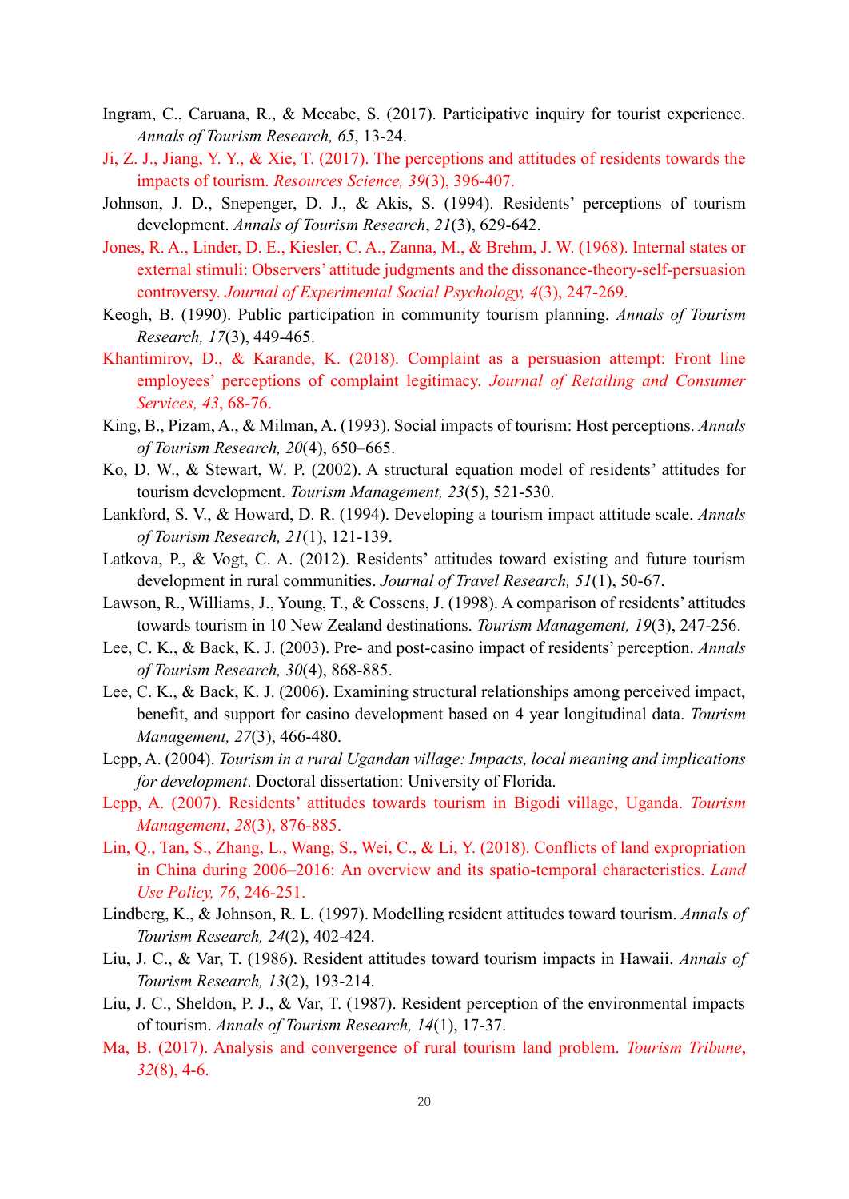Ingram, C., Caruana, R., & Mccabe, S. (2017). Participative inquiry for tourist experience. *Annals of Tourism Research, 65*, 13-24.

Ji, Z. J., Jiang, Y. Y., & Xie, T. (2017). The perceptions and attitudes of residents towards the impacts of tourism. *Resources Science, 39*(3), 396-407.

Johnson, J. D., Snepenger, D. J., & Akis, S. (1994). Residents' perceptions of tourism development. *Annals of Tourism Research*, *21*(3), 629-642.

Jones, R. A., Linder, D. E., Kiesler, C. A., Zanna, M., & Brehm, J. W. (1968). Internal states or external stimuli: Observers' attitude judgments and the dissonance-theory-self-persuasion controversy. *Journal of Experimental Social Psychology, 4*(3), 247-269.

Keogh, B. (1990). Public participation in community tourism planning. *Annals of Tourism Research, 17*(3), 449-465.

Khantimirov, D., & Karande, K. (2018). Complaint as a persuasion attempt: Front line employees' perceptions of complaint legitimacy. *Journal of Retailing and Consumer Services, 43*, 68-76.

King, B., Pizam, A., & Milman, A. (1993). Social impacts of tourism: Host perceptions. *Annals of Tourism Research, 20*(4), 650–665.

Ko, D. W., & Stewart, W. P. (2002). A structural equation model of residents' attitudes for tourism development. *Tourism Management, 23*(5), 521-530.

Lankford, S. V., & Howard, D. R. (1994). Developing a tourism impact attitude scale. *Annals of Tourism Research, 21*(1), 121-139.

Latkova, P., & Vogt, C. A. (2012). Residents' attitudes toward existing and future tourism development in rural communities. *Journal of Travel Research, 51*(1), 50-67.

Lawson, R., Williams, J., Young, T., & Cossens, J. (1998). A comparison of residents' attitudes towards tourism in 10 New Zealand destinations. *Tourism Management, 19*(3), 247-256.

Lee, C. K., & Back, K. J. (2003). Pre- and post-casino impact of residents' perception. *Annals of Tourism Research, 30*(4), 868-885.

Lee, C. K., & Back, K. J. (2006). Examining structural relationships among perceived impact, benefit, and support for casino development based on 4 year longitudinal data. *Tourism Management, 27*(3), 466-480.

Lepp, A. (2004). *Tourism in a rural Ugandan village: Impacts, local meaning and implications for development*. Doctoral dissertation: University of Florida.

Lepp, A. (2007). Residents' attitudes towards tourism in Bigodi village, Uganda. *Tourism Management*, *28*(3), 876-885.

Lin, Q., Tan, S., Zhang, L., Wang, S., Wei, C., & Li, Y. (2018). Conflicts of land expropriation in China during 2006–2016: An overview and its spatio-temporal characteristics. *Land Use Policy, 76*, 246-251.

Lindberg, K., & Johnson, R. L. (1997). Modelling resident attitudes toward tourism. *Annals of Tourism Research, 24*(2), 402-424.

Liu, J. C., & Var, T. (1986). Resident attitudes toward tourism impacts in Hawaii. *Annals of Tourism Research, 13*(2), 193-214.

Liu, J. C., Sheldon, P. J., & Var, T. (1987). Resident perception of the environmental impacts of tourism. *Annals of Tourism Research, 14*(1), 17-37.

Ma, B. (2017). Analysis and convergence of rural tourism land problem. *Tourism Tribune*, *32*(8), 4-6.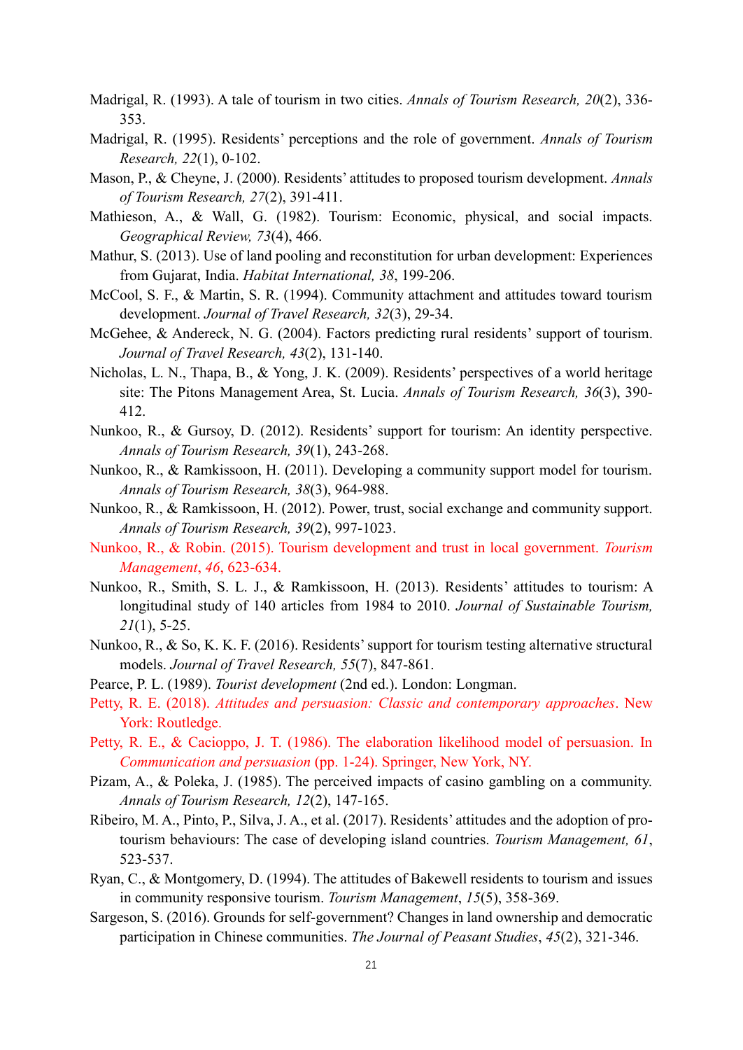Madrigal, R. (1993). A tale of tourism in two cities. *Annals of Tourism Research, 20*(2), 336-353.

Madrigal, R. (1995). Residents' perceptions and the role of government. *Annals of Tourism Research, 22*(1), 0-102.

Mason, P., & Cheyne, J. (2000). Residents' attitudes to proposed tourism development. *Annals of Tourism Research, 27*(2), 391-411.

Mathieson, A., & Wall, G. (1982). Tourism: Economic, physical, and social impacts. *Geographical Review, 73*(4), 466.

Mathur, S. (2013). Use of land pooling and reconstitution for urban development: Experiences from Gujarat, India. *Habitat International, 38*, 199-206.

McCool, S. F., & Martin, S. R. (1994). Community attachment and attitudes toward tourism development. *Journal of Travel Research, 32*(3), 29-34.

McGehee, & Andereck, N. G. (2004). Factors predicting rural residents' support of tourism. *Journal of Travel Research, 43*(2), 131-140.

Nicholas, L. N., Thapa, B., & Yong, J. K. (2009). Residents' perspectives of a world heritage site: The Pitons Management Area, St. Lucia. *Annals of Tourism Research, 36*(3), 390-412.

Nunkoo, R., & Gursoy, D. (2012). Residents' support for tourism: An identity perspective. *Annals of Tourism Research, 39*(1), 243-268.

Nunkoo, R., & Ramkissoon, H. (2011). Developing a community support model for tourism. *Annals of Tourism Research, 38*(3), 964-988.

Nunkoo, R., & Ramkissoon, H. (2012). Power, trust, social exchange and community support. *Annals of Tourism Research, 39*(2), 997-1023.

Nunkoo, R., & Robin. (2015). Tourism development and trust in local government. *Tourism Management*, *46*, 623-634.

Nunkoo, R., Smith, S. L. J., & Ramkissoon, H. (2013). Residents' attitudes to tourism: A longitudinal study of 140 articles from 1984 to 2010. *Journal of Sustainable Tourism, 21*(1), 5-25.

Nunkoo, R., & So, K. K. F. (2016). Residents' support for tourism testing alternative structural models. *Journal of Travel Research, 55*(7), 847-861.

Pearce, P. L. (1989). *Tourist development* (2nd ed.). London: Longman.

Petty, R. E. (2018). *Attitudes and persuasion: Classic and contemporary approaches*. New York: Routledge.

Petty, R. E., & Cacioppo, J. T. (1986). The elaboration likelihood model of persuasion. In *Communication and persuasion* (pp. 1-24). Springer, New York, NY.

Pizam, A., & Poleka, J. (1985). The perceived impacts of casino gambling on a community. *Annals of Tourism Research, 12*(2), 147-165.

Ribeiro, M. A., Pinto, P., Silva, J. A., et al. (2017). Residents' attitudes and the adoption of pro-tourism behaviours: The case of developing island countries. *Tourism Management, 61*, 523-537.

Ryan, C., & Montgomery, D. (1994). The attitudes of Bakewell residents to tourism and issues in community responsive tourism. *Tourism Management*, *15*(5), 358-369.

Sargeson, S. (2016). Grounds for self-government? Changes in land ownership and democratic participation in Chinese communities. *The Journal of Peasant Studies*, *45*(2), 321-346.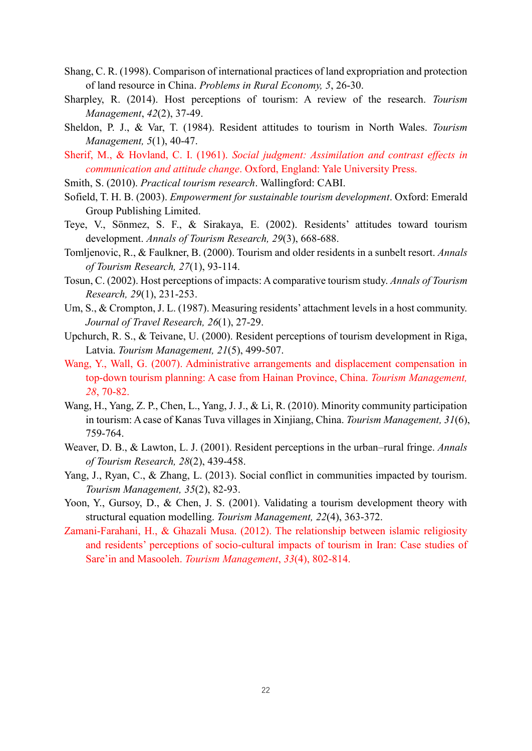Shang, C. R. (1998). Comparison of international practices of land expropriation and protection of land resource in China. *Problems in Rural Economy, 5*, 26-30.

Sharpley, R. (2014). Host perceptions of tourism: A review of the research. *Tourism Management*, *42*(2), 37-49.

Sheldon, P. J., & Var, T. (1984). Resident attitudes to tourism in North Wales. *Tourism Management, 5*(1), 40-47.

Sherif, M., & Hovland, C. I. (1961). *Social judgment: Assimilation and contrast effects in communication and attitude change*. Oxford, England: Yale University Press.

Smith, S. (2010). *Practical tourism research*. Wallingford: CABI.

Sofield, T. H. B. (2003). *Empowerment for sustainable tourism development*. Oxford: Emerald Group Publishing Limited.

Teye, V., Sönmez, S. F., & Sirakaya, E. (2002). Residents' attitudes toward tourism development. *Annals of Tourism Research, 29*(3), 668-688.

Tomljenovic, R., & Faulkner, B. (2000). Tourism and older residents in a sunbelt resort. *Annals of Tourism Research, 27*(1), 93-114.

Tosun, C. (2002). Host perceptions of impacts: A comparative tourism study. *Annals of Tourism Research, 29*(1), 231-253.

Um, S., & Crompton, J. L. (1987). Measuring residents' attachment levels in a host community. *Journal of Travel Research, 26*(1), 27-29.

Upchurch, R. S., & Teivane, U. (2000). Resident perceptions of tourism development in Riga, Latvia. *Tourism Management, 21*(5), 499-507.

Wang, Y., Wall, G. (2007). Administrative arrangements and displacement compensation in top-down tourism planning: A case from Hainan Province, China. *Tourism Management, 28*, 70-82.

Wang, H., Yang, Z. P., Chen, L., Yang, J. J., & Li, R. (2010). Minority community participation in tourism: A case of Kanas Tuva villages in Xinjiang, China. *Tourism Management, 31*(6), 759-764.

Weaver, D. B., & Lawton, L. J. (2001). Resident perceptions in the urban–rural fringe. *Annals of Tourism Research, 28*(2), 439-458.

Yang, J., Ryan, C., & Zhang, L. (2013). Social conflict in communities impacted by tourism. *Tourism Management, 35*(2), 82-93.

Yoon, Y., Gursoy, D., & Chen, J. S. (2001). Validating a tourism development theory with structural equation modelling. *Tourism Management, 22*(4), 363-372.

Zamani-Farahani, H., & Ghazali Musa. (2012). The relationship between islamic religiosity and residents' perceptions of socio-cultural impacts of tourism in Iran: Case studies of Sare'in and Masooleh. *Tourism Management*, *33*(4), 802-814.